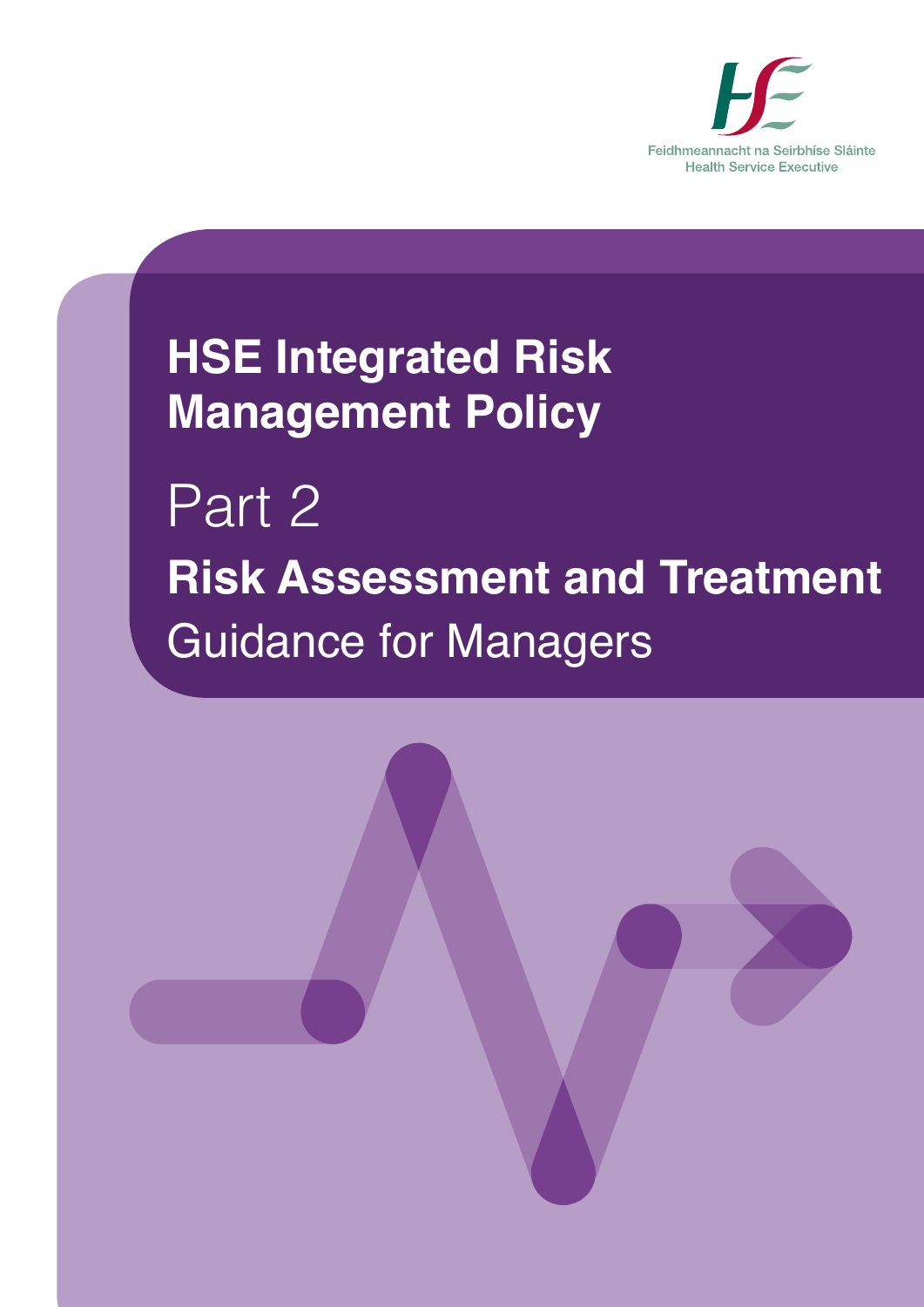Feidhmeannacht na Seirbhíse Sláinte
Health Service Executive

# HSE Integrated Risk Management Policy

## Part 2

## Risk Assessment and Treatment

Guidance for Managers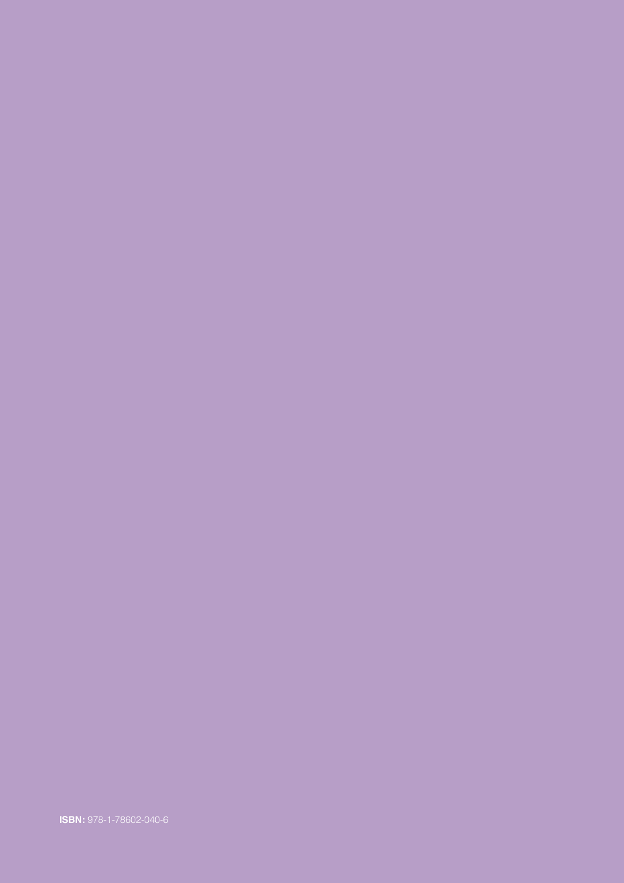**ISBN:** 978-1-78602-040-6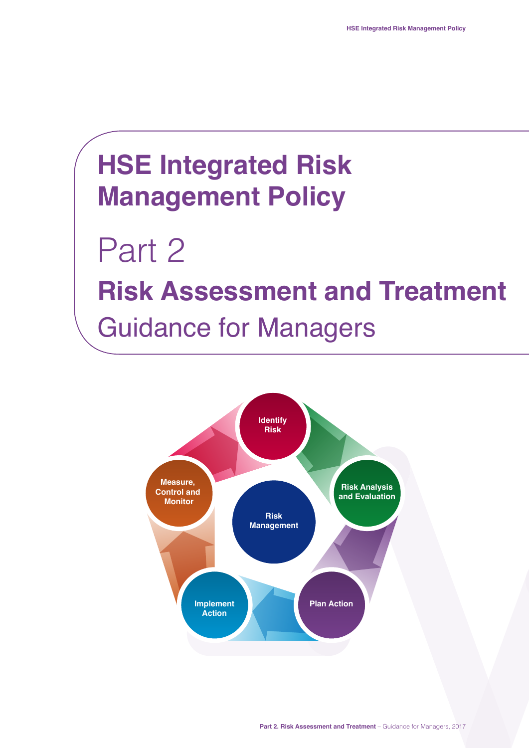# HSE Integrated Risk Management Policy

# Part 2

## Risk Assessment and Treatment

### Guidance for Managers

Identify Risk

Risk Analysis and Evaluation

Plan Action

Implement Action

Measure, Control and Monitor

Risk Management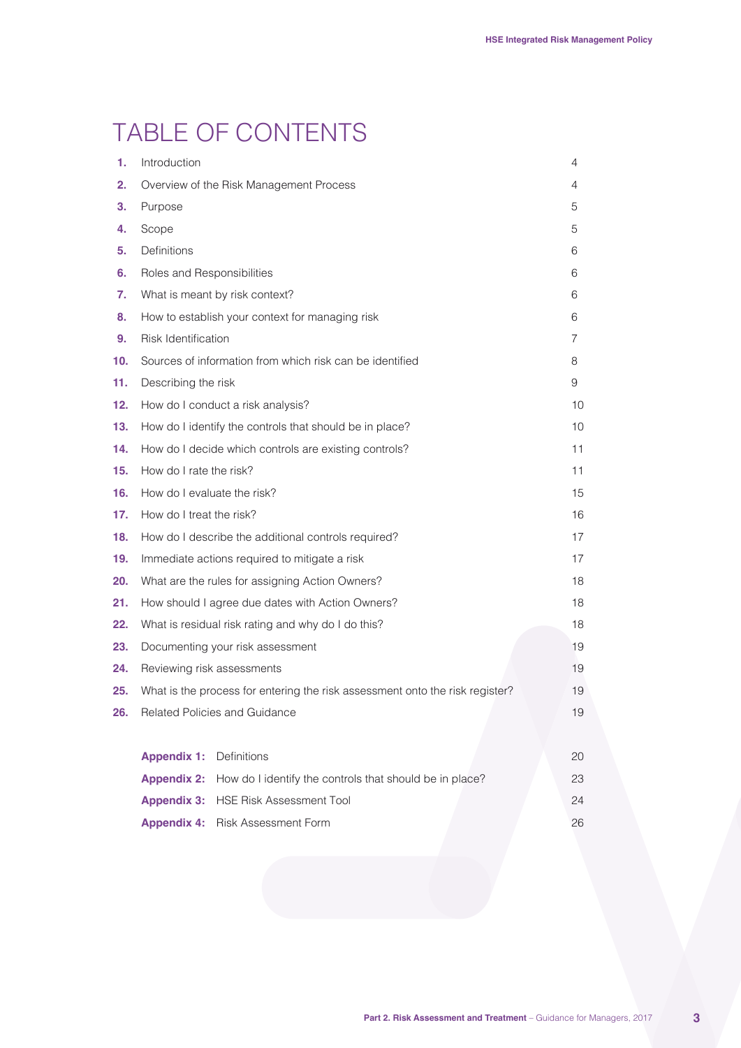# TABLE OF CONTENTS

| | | |
|---|---|---|
| **1.** | Introduction | 4 |
| **2.** | Overview of the Risk Management Process | 4 |
| **3.** | Purpose | 5 |
| **4.** | Scope | 5 |
| **5.** | Definitions | 6 |
| **6.** | Roles and Responsibilities | 6 |
| **7.** | What is meant by risk context? | 6 |
| **8.** | How to establish your context for managing risk | 6 |
| **9.** | Risk Identification | 7 |
| **10.** | Sources of information from which risk can be identified | 8 |
| **11.** | Describing the risk | 9 |
| **12.** | How do I conduct a risk analysis? | 10 |
| **13.** | How do I identify the controls that should be in place? | 10 |
| **14.** | How do I decide which controls are existing controls? | 11 |
| **15.** | How do I rate the risk? | 11 |
| **16.** | How do I evaluate the risk? | 15 |
| **17.** | How do I treat the risk? | 16 |
| **18.** | How do I describe the additional controls required? | 17 |
| **19.** | Immediate actions required to mitigate a risk | 17 |
| **20.** | What are the rules for assigning Action Owners? | 18 |
| **21.** | How should I agree due dates with Action Owners? | 18 |
| **22.** | What is residual risk rating and why do I do this? | 18 |
| **23.** | Documenting your risk assessment | 19 |
| **24.** | Reviewing risk assessments | 19 |
| **25.** | What is the process for entering the risk assessment onto the risk register? | 19 |
| **26.** | Related Policies and Guidance | 19 |

| | | |
|---|---|---|
| **Appendix 1:** | Definitions | 20 |
| **Appendix 2:** | How do I identify the controls that should be in place? | 23 |
| **Appendix 3:** | HSE Risk Assessment Tool | 24 |
| **Appendix 4:** | Risk Assessment Form | 26 |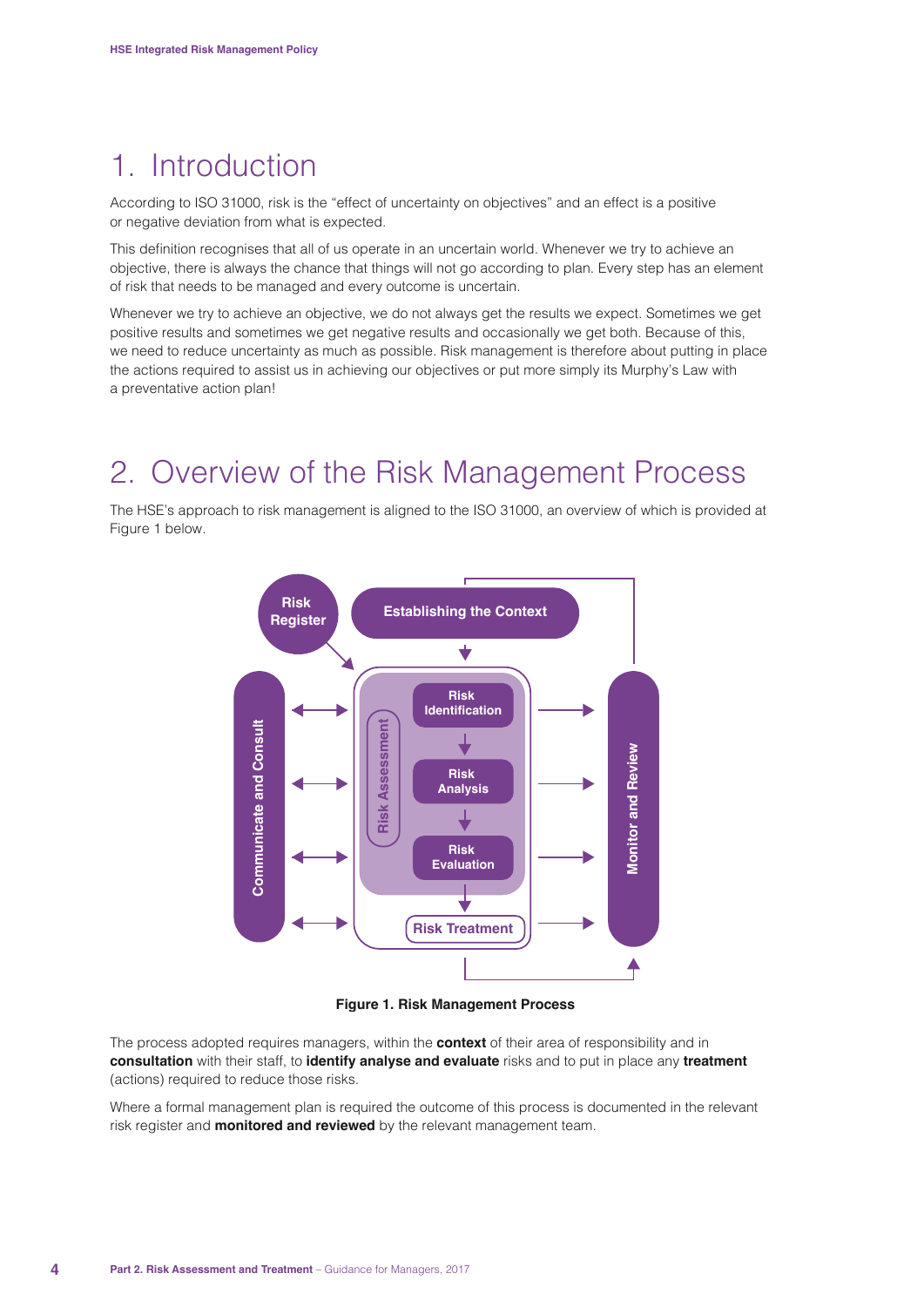# 1. Introduction

According to ISO 31000, risk is the "effect of uncertainty on objectives" and an effect is a positive or negative deviation from what is expected.

This definition recognises that all of us operate in an uncertain world. Whenever we try to achieve an objective, there is always the chance that things will not go according to plan. Every step has an element of risk that needs to be managed and every outcome is uncertain.

Whenever we try to achieve an objective, we do not always get the results we expect. Sometimes we get positive results and sometimes we get negative results and occasionally we get both. Because of this, we need to reduce uncertainty as much as possible. Risk management is therefore about putting in place the actions required to assist us in achieving our objectives or put more simply its Murphy's Law with a preventative action plan!

# 2. Overview of the Risk Management Process

The HSE's approach to risk management is aligned to the ISO 31000, an overview of which is provided at Figure 1 below.

Risk Register

Establishing the Context

Communicate and Consult

Risk Assessment

Risk Identification

Risk Analysis

Risk Evaluation

Risk Treatment

Monitor and Review

**Figure 1. Risk Management Process**

The process adopted requires managers, within the **context** of their area of responsibility and in **consultation** with their staff, to **identify analyse and evaluate** risks and to put in place any **treatment** (actions) required to reduce those risks.

Where a formal management plan is required the outcome of this process is documented in the relevant risk register and **monitored and reviewed** by the relevant management team.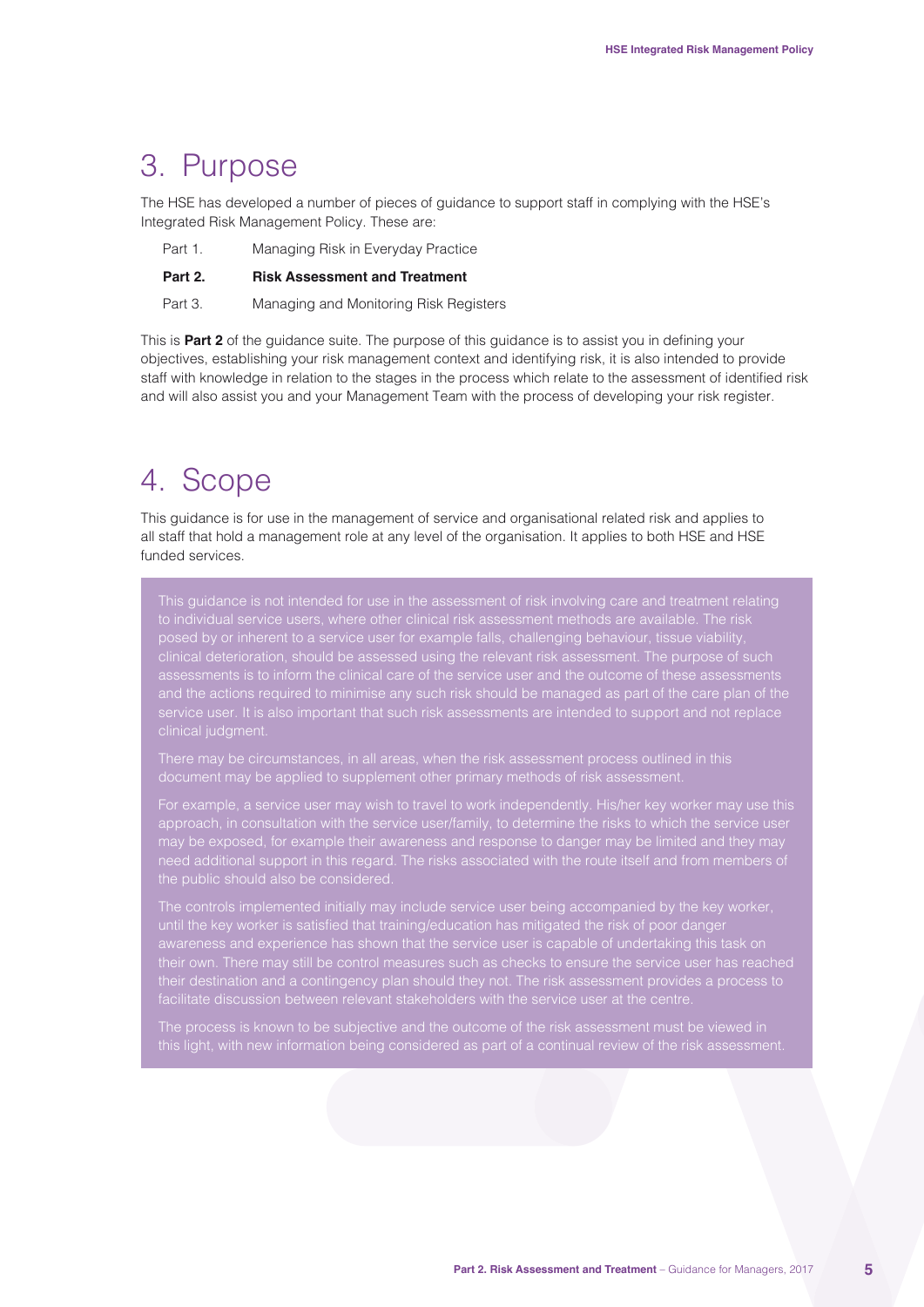# 3. Purpose

The HSE has developed a number of pieces of guidance to support staff in complying with the HSE's Integrated Risk Management Policy. These are:

Part 1. Managing Risk in Everyday Practice

**Part 2. Risk Assessment and Treatment**

Part 3. Managing and Monitoring Risk Registers

This is **Part 2** of the guidance suite. The purpose of this guidance is to assist you in defining your objectives, establishing your risk management context and identifying risk, it is also intended to provide staff with knowledge in relation to the stages in the process which relate to the assessment of identified risk and will also assist you and your Management Team with the process of developing your risk register.

# 4. Scope

This guidance is for use in the management of service and organisational related risk and applies to all staff that hold a management role at any level of the organisation. It applies to both HSE and HSE funded services.

This guidance is not intended for use in the assessment of risk involving care and treatment relating to individual service users, where other clinical risk assessment methods are available. The risk posed by or inherent to a service user for example falls, challenging behaviour, tissue viability, clinical deterioration, should be assessed using the relevant risk assessment. The purpose of such assessments is to inform the clinical care of the service user and the outcome of these assessments and the actions required to minimise any such risk should be managed as part of the care plan of the service user. It is also important that such risk assessments are intended to support and not replace clinical judgment.

There may be circumstances, in all areas, when the risk assessment process outlined in this document may be applied to supplement other primary methods of risk assessment.

For example, a service user may wish to travel to work independently. His/her key worker may use this approach, in consultation with the service user/family, to determine the risks to which the service user may be exposed, for example their awareness and response to danger may be limited and they may need additional support in this regard. The risks associated with the route itself and from members of the public should also be considered.

The controls implemented initially may include service user being accompanied by the key worker, until the key worker is satisfied that training/education has mitigated the risk of poor danger awareness and experience has shown that the service user is capable of undertaking this task on their own. There may still be control measures such as checks to ensure the service user has reached their destination and a contingency plan should they not. The risk assessment provides a process to facilitate discussion between relevant stakeholders with the service user at the centre.

The process is known to be subjective and the outcome of the risk assessment must be viewed in this light, with new information being considered as part of a continual review of the risk assessment.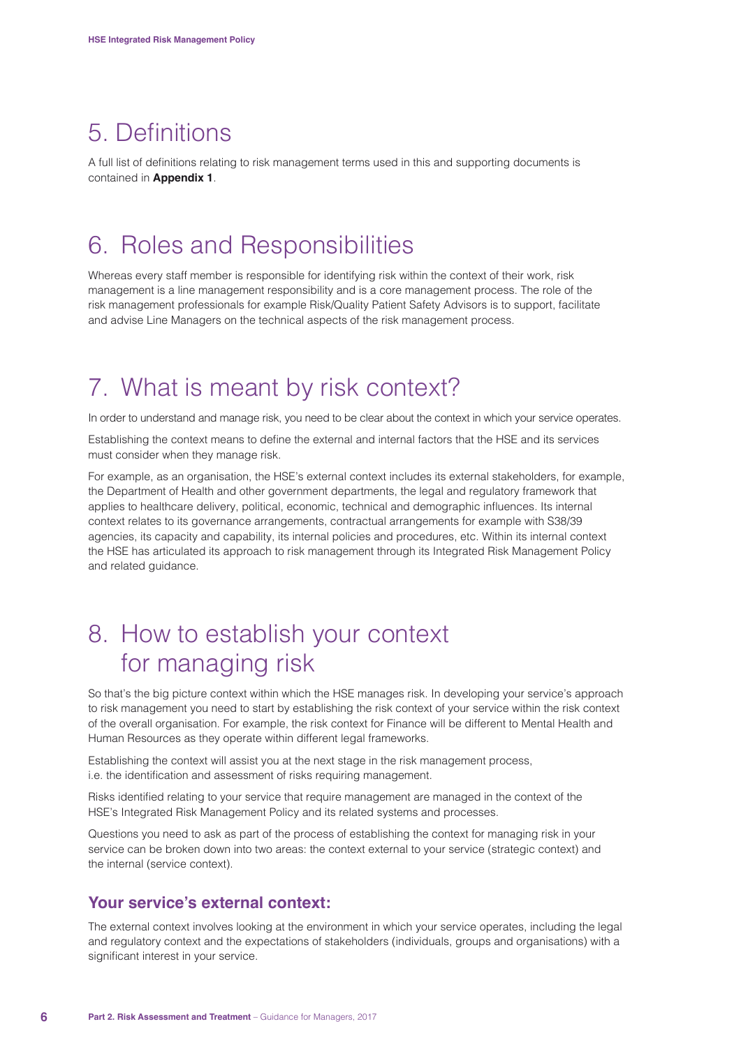# 5. Definitions

A full list of definitions relating to risk management terms used in this and supporting documents is contained in **Appendix 1**.

# 6. Roles and Responsibilities

Whereas every staff member is responsible for identifying risk within the context of their work, risk management is a line management responsibility and is a core management process. The role of the risk management professionals for example Risk/Quality Patient Safety Advisors is to support, facilitate and advise Line Managers on the technical aspects of the risk management process.

# 7. What is meant by risk context?

In order to understand and manage risk, you need to be clear about the context in which your service operates.

Establishing the context means to define the external and internal factors that the HSE and its services must consider when they manage risk.

For example, as an organisation, the HSE's external context includes its external stakeholders, for example, the Department of Health and other government departments, the legal and regulatory framework that applies to healthcare delivery, political, economic, technical and demographic influences. Its internal context relates to its governance arrangements, contractual arrangements for example with S38/39 agencies, its capacity and capability, its internal policies and procedures, etc. Within its internal context the HSE has articulated its approach to risk management through its Integrated Risk Management Policy and related guidance.

# 8. How to establish your context for managing risk

So that's the big picture context within which the HSE manages risk. In developing your service's approach to risk management you need to start by establishing the risk context of your service within the risk context of the overall organisation. For example, the risk context for Finance will be different to Mental Health and Human Resources as they operate within different legal frameworks.

Establishing the context will assist you at the next stage in the risk management process, i.e. the identification and assessment of risks requiring management.

Risks identified relating to your service that require management are managed in the context of the HSE's Integrated Risk Management Policy and its related systems and processes.

Questions you need to ask as part of the process of establishing the context for managing risk in your service can be broken down into two areas: the context external to your service (strategic context) and the internal (service context).

### Your service's external context:

The external context involves looking at the environment in which your service operates, including the legal and regulatory context and the expectations of stakeholders (individuals, groups and organisations) with a significant interest in your service.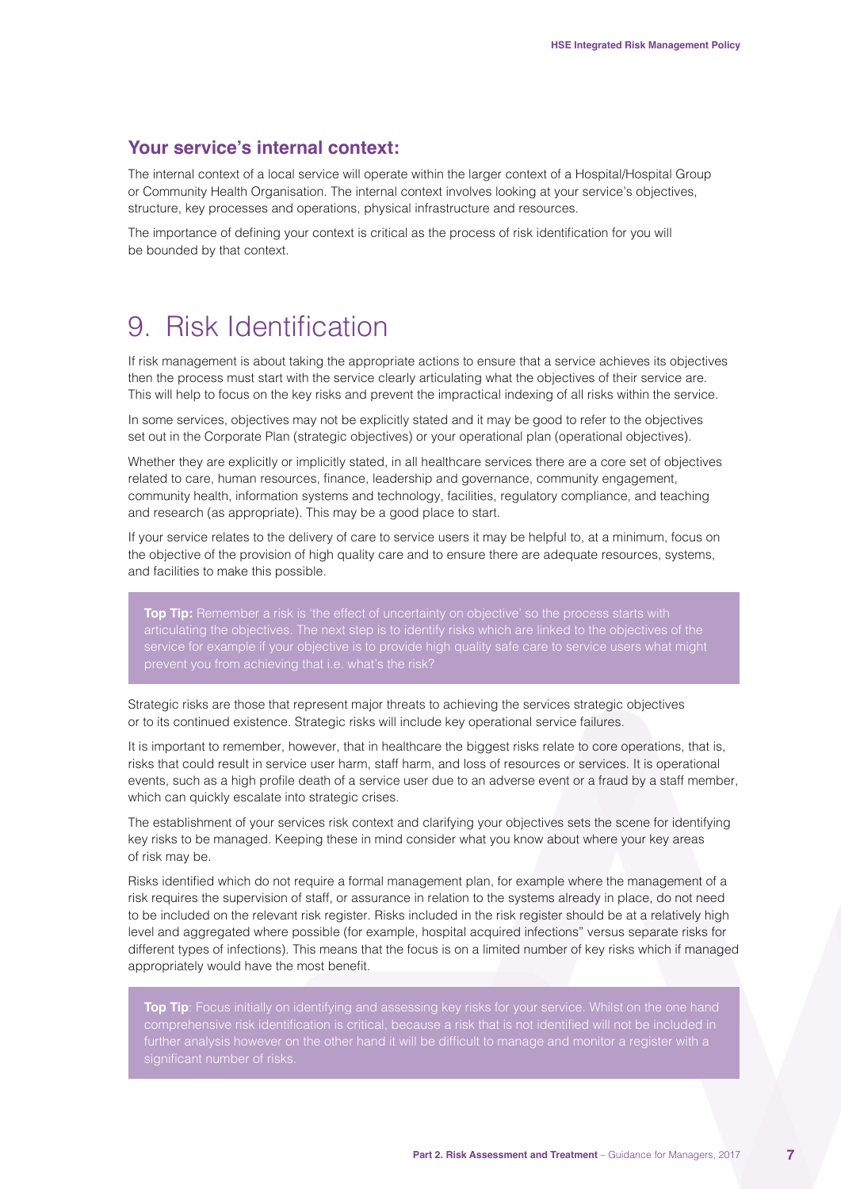### Your service's internal context:

The internal context of a local service will operate within the larger context of a Hospital/Hospital Group or Community Health Organisation. The internal context involves looking at your service's objectives, structure, key processes and operations, physical infrastructure and resources.

The importance of defining your context is critical as the process of risk identification for you will be bounded by that context.

# 9. Risk Identification

If risk management is about taking the appropriate actions to ensure that a service achieves its objectives then the process must start with the service clearly articulating what the objectives of their service are. This will help to focus on the key risks and prevent the impractical indexing of all risks within the service.

In some services, objectives may not be explicitly stated and it may be good to refer to the objectives set out in the Corporate Plan (strategic objectives) or your operational plan (operational objectives).

Whether they are explicitly or implicitly stated, in all healthcare services there are a core set of objectives related to care, human resources, finance, leadership and governance, community engagement, community health, information systems and technology, facilities, regulatory compliance, and teaching and research (as appropriate). This may be a good place to start.

If your service relates to the delivery of care to service users it may be helpful to, at a minimum, focus on the objective of the provision of high quality care and to ensure there are adequate resources, systems, and facilities to make this possible.

> **Top Tip:** Remember a risk is 'the effect of uncertainty on objective' so the process starts with articulating the objectives. The next step is to identify risks which are linked to the objectives of the service for example if your objective is to provide high quality safe care to service users what might prevent you from achieving that i.e. what's the risk?

Strategic risks are those that represent major threats to achieving the services strategic objectives or to its continued existence. Strategic risks will include key operational service failures.

It is important to remember, however, that in healthcare the biggest risks relate to core operations, that is, risks that could result in service user harm, staff harm, and loss of resources or services. It is operational events, such as a high profile death of a service user due to an adverse event or a fraud by a staff member, which can quickly escalate into strategic crises.

The establishment of your services risk context and clarifying your objectives sets the scene for identifying key risks to be managed. Keeping these in mind consider what you know about where your key areas of risk may be.

Risks identified which do not require a formal management plan, for example where the management of a risk requires the supervision of staff, or assurance in relation to the systems already in place, do not need to be included on the relevant risk register. Risks included in the risk register should be at a relatively high level and aggregated where possible (for example, hospital acquired infections" versus separate risks for different types of infections). This means that the focus is on a limited number of key risks which if managed appropriately would have the most benefit.

> **Top Tip**: Focus initially on identifying and assessing key risks for your service. Whilst on the one hand comprehensive risk identification is critical, because a risk that is not identified will not be included in further analysis however on the other hand it will be difficult to manage and monitor a register with a significant number of risks.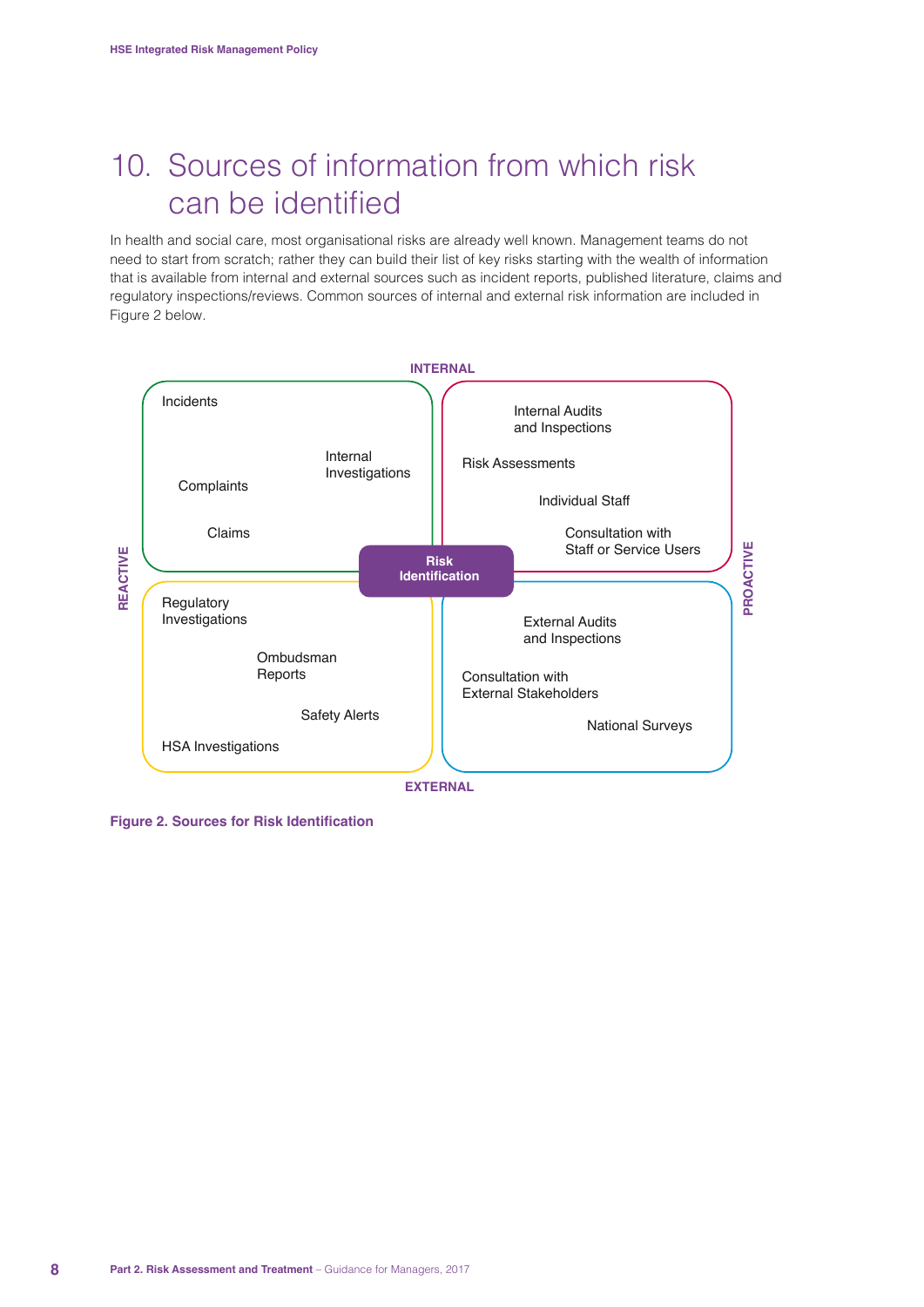# 10. Sources of information from which risk can be identified

In health and social care, most organisational risks are already well known. Management teams do not need to start from scratch; rather they can build their list of key risks starting with the wealth of information that is available from internal and external sources such as incident reports, published literature, claims and regulatory inspections/reviews. Common sources of internal and external risk information are included in Figure 2 below.

INTERNAL

| | REACTIVE | PROACTIVE |
|---|---|---|
| **INTERNAL** | Incidents<br>Internal Investigations<br>Complaints<br>Claims | Internal Audits and Inspections<br>Risk Assessments<br>Individual Staff<br>Consultation with Staff or Service Users |
| **EXTERNAL** | Regulatory Investigations<br>Ombudsman Reports<br>Safety Alerts<br>HSA Investigations | External Audits and Inspections<br>Consultation with External Stakeholders<br>National Surveys |

Risk Identification

EXTERNAL

**Figure 2. Sources for Risk Identification**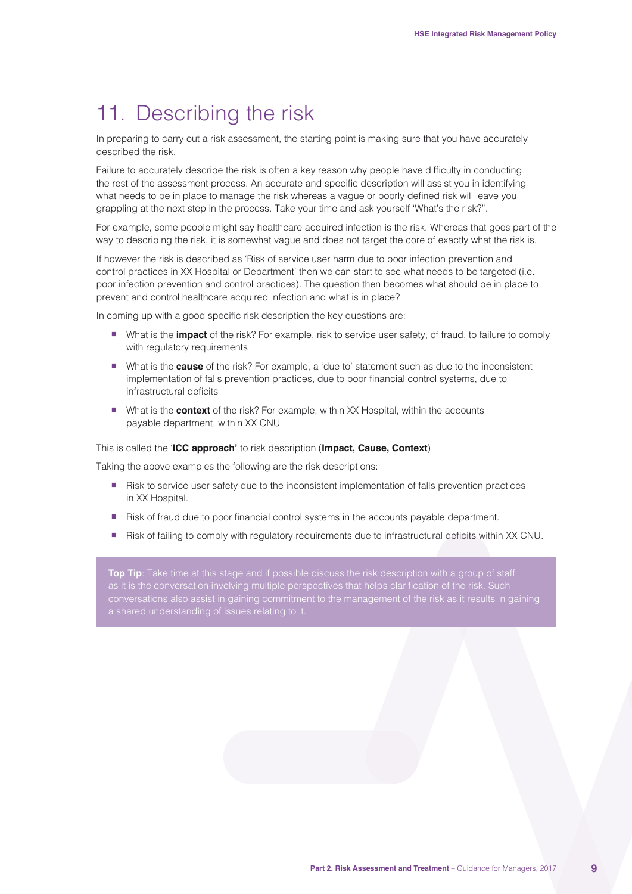# 11. Describing the risk

In preparing to carry out a risk assessment, the starting point is making sure that you have accurately described the risk.

Failure to accurately describe the risk is often a key reason why people have difficulty in conducting the rest of the assessment process. An accurate and specific description will assist you in identifying what needs to be in place to manage the risk whereas a vague or poorly defined risk will leave you grappling at the next step in the process. Take your time and ask yourself 'What's the risk?".

For example, some people might say healthcare acquired infection is the risk. Whereas that goes part of the way to describing the risk, it is somewhat vague and does not target the core of exactly what the risk is.

If however the risk is described as 'Risk of service user harm due to poor infection prevention and control practices in XX Hospital or Department' then we can start to see what needs to be targeted (i.e. poor infection prevention and control practices). The question then becomes what should be in place to prevent and control healthcare acquired infection and what is in place?

In coming up with a good specific risk description the key questions are:

- What is the **impact** of the risk? For example, risk to service user safety, of fraud, to failure to comply with regulatory requirements
- What is the **cause** of the risk? For example, a 'due to' statement such as due to the inconsistent implementation of falls prevention practices, due to poor financial control systems, due to infrastructural deficits
- What is the **context** of the risk? For example, within XX Hospital, within the accounts payable department, within XX CNU

This is called the '**ICC approach'** to risk description (**Impact, Cause, Context**)

Taking the above examples the following are the risk descriptions:

- Risk to service user safety due to the inconsistent implementation of falls prevention practices in XX Hospital.
- Risk of fraud due to poor financial control systems in the accounts payable department.
- Risk of failing to comply with regulatory requirements due to infrastructural deficits within XX CNU.

**Top Tip**: Take time at this stage and if possible discuss the risk description with a group of staff as it is the conversation involving multiple perspectives that helps clarification of the risk. Such conversations also assist in gaining commitment to the management of the risk as it results in gaining a shared understanding of issues relating to it.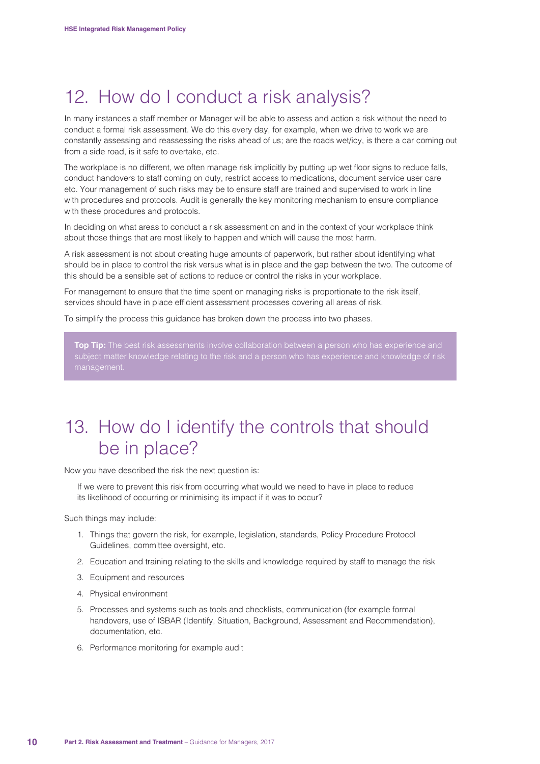## 12. How do I conduct a risk analysis?

In many instances a staff member or Manager will be able to assess and action a risk without the need to conduct a formal risk assessment. We do this every day, for example, when we drive to work we are constantly assessing and reassessing the risks ahead of us; are the roads wet/icy, is there a car coming out from a side road, is it safe to overtake, etc.

The workplace is no different, we often manage risk implicitly by putting up wet floor signs to reduce falls, conduct handovers to staff coming on duty, restrict access to medications, document service user care etc. Your management of such risks may be to ensure staff are trained and supervised to work in line with procedures and protocols. Audit is generally the key monitoring mechanism to ensure compliance with these procedures and protocols.

In deciding on what areas to conduct a risk assessment on and in the context of your workplace think about those things that are most likely to happen and which will cause the most harm.

A risk assessment is not about creating huge amounts of paperwork, but rather about identifying what should be in place to control the risk versus what is in place and the gap between the two. The outcome of this should be a sensible set of actions to reduce or control the risks in your workplace.

For management to ensure that the time spent on managing risks is proportionate to the risk itself, services should have in place efficient assessment processes covering all areas of risk.

To simplify the process this guidance has broken down the process into two phases.

> **Top Tip:** The best risk assessments involve collaboration between a person who has experience and subject matter knowledge relating to the risk and a person who has experience and knowledge of risk management.

## 13. How do I identify the controls that should be in place?

Now you have described the risk the next question is:

> If we were to prevent this risk from occurring what would we need to have in place to reduce its likelihood of occurring or minimising its impact if it was to occur?

Such things may include:

1. Things that govern the risk, for example, legislation, standards, Policy Procedure Protocol Guidelines, committee oversight, etc.
2. Education and training relating to the skills and knowledge required by staff to manage the risk
3. Equipment and resources
4. Physical environment
5. Processes and systems such as tools and checklists, communication (for example formal handovers, use of ISBAR (Identify, Situation, Background, Assessment and Recommendation), documentation, etc.
6. Performance monitoring for example audit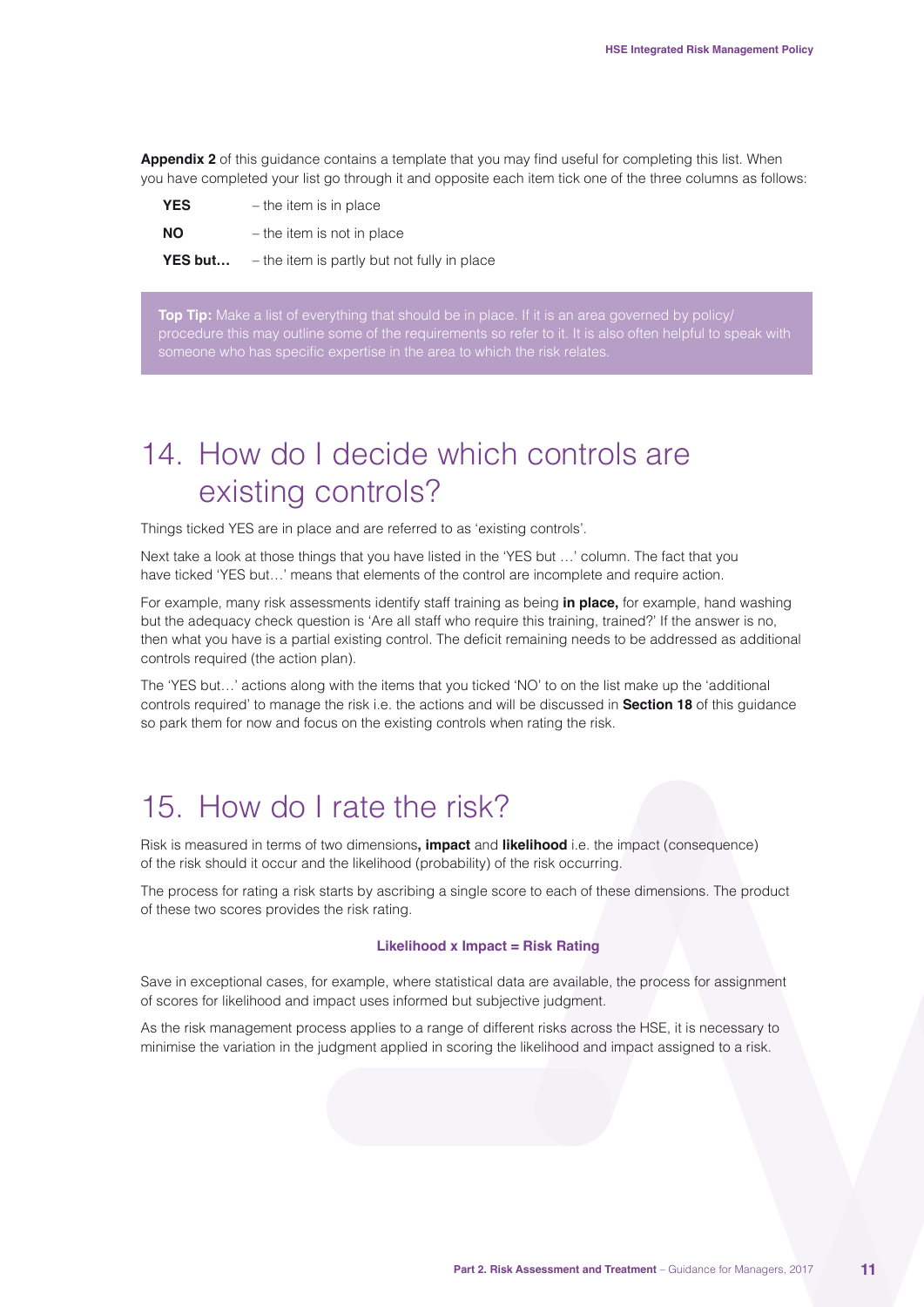**Appendix 2** of this guidance contains a template that you may find useful for completing this list. When you have completed your list go through it and opposite each item tick one of the three columns as follows:

**YES** – the item is in place

**NO** – the item is not in place

**YES but…** – the item is partly but not fully in place

> **Top Tip:** Make a list of everything that should be in place. If it is an area governed by policy/procedure this may outline some of the requirements so refer to it. It is also often helpful to speak with someone who has specific expertise in the area to which the risk relates.

## 14. How do I decide which controls are existing controls?

Things ticked YES are in place and are referred to as 'existing controls'.

Next take a look at those things that you have listed in the 'YES but …' column. The fact that you have ticked 'YES but…' means that elements of the control are incomplete and require action.

For example, many risk assessments identify staff training as being **in place,** for example, hand washing but the adequacy check question is 'Are all staff who require this training, trained?' If the answer is no, then what you have is a partial existing control. The deficit remaining needs to be addressed as additional controls required (the action plan).

The 'YES but…' actions along with the items that you ticked 'NO' to on the list make up the 'additional controls required' to manage the risk i.e. the actions and will be discussed in **Section 18** of this guidance so park them for now and focus on the existing controls when rating the risk.

## 15. How do I rate the risk?

Risk is measured in terms of two dimensions**, impact** and **likelihood** i.e. the impact (consequence) of the risk should it occur and the likelihood (probability) of the risk occurring.

The process for rating a risk starts by ascribing a single score to each of these dimensions. The product of these two scores provides the risk rating.

**Likelihood x Impact = Risk Rating**

Save in exceptional cases, for example, where statistical data are available, the process for assignment of scores for likelihood and impact uses informed but subjective judgment.

As the risk management process applies to a range of different risks across the HSE, it is necessary to minimise the variation in the judgment applied in scoring the likelihood and impact assigned to a risk.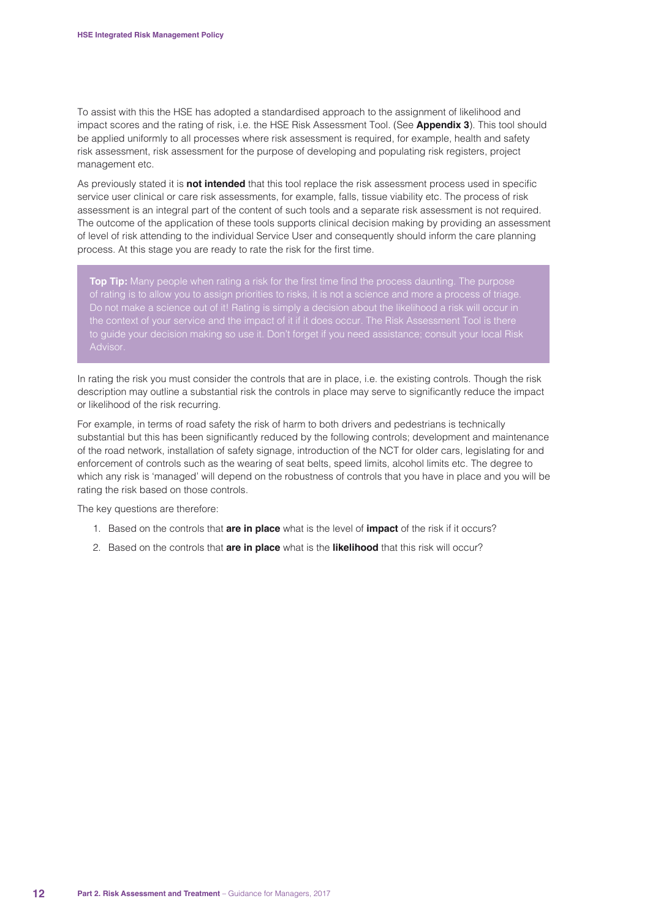To assist with this the HSE has adopted a standardised approach to the assignment of likelihood and impact scores and the rating of risk, i.e. the HSE Risk Assessment Tool. (See **Appendix 3**). This tool should be applied uniformly to all processes where risk assessment is required, for example, health and safety risk assessment, risk assessment for the purpose of developing and populating risk registers, project management etc.

As previously stated it is **not intended** that this tool replace the risk assessment process used in specific service user clinical or care risk assessments, for example, falls, tissue viability etc. The process of risk assessment is an integral part of the content of such tools and a separate risk assessment is not required. The outcome of the application of these tools supports clinical decision making by providing an assessment of level of risk attending to the individual Service User and consequently should inform the care planning process. At this stage you are ready to rate the risk for the first time.

> **Top Tip:** Many people when rating a risk for the first time find the process daunting. The purpose of rating is to allow you to assign priorities to risks, it is not a science and more a process of triage. Do not make a science out of it! Rating is simply a decision about the likelihood a risk will occur in the context of your service and the impact of it if it does occur. The Risk Assessment Tool is there to guide your decision making so use it. Don't forget if you need assistance; consult your local Risk Advisor.

In rating the risk you must consider the controls that are in place, i.e. the existing controls. Though the risk description may outline a substantial risk the controls in place may serve to significantly reduce the impact or likelihood of the risk recurring.

For example, in terms of road safety the risk of harm to both drivers and pedestrians is technically substantial but this has been significantly reduced by the following controls; development and maintenance of the road network, installation of safety signage, introduction of the NCT for older cars, legislating for and enforcement of controls such as the wearing of seat belts, speed limits, alcohol limits etc. The degree to which any risk is 'managed' will depend on the robustness of controls that you have in place and you will be rating the risk based on those controls.

The key questions are therefore:

1. Based on the controls that **are in place** what is the level of **impact** of the risk if it occurs?
2. Based on the controls that **are in place** what is the **likelihood** that this risk will occur?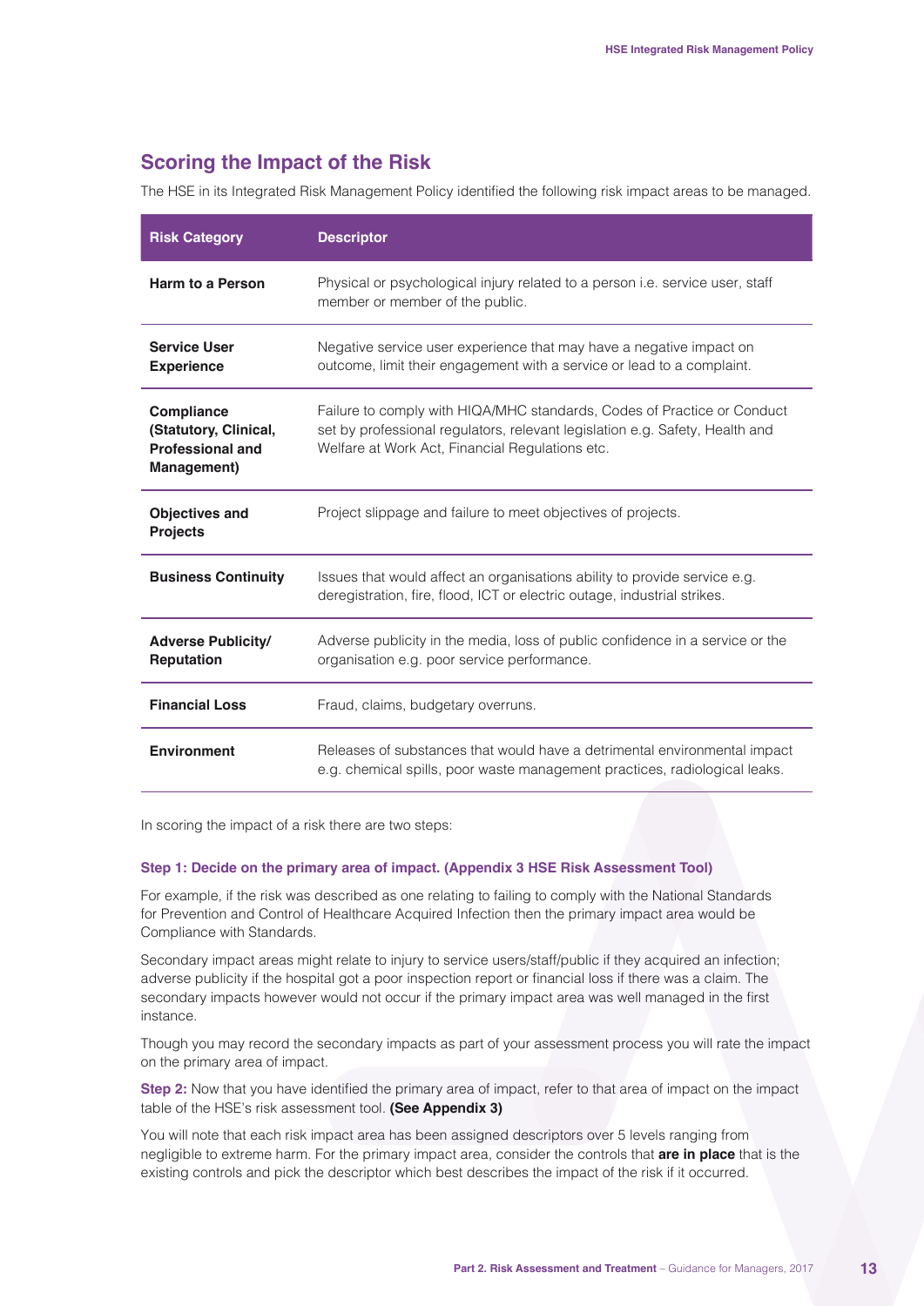## Scoring the Impact of the Risk

The HSE in its Integrated Risk Management Policy identified the following risk impact areas to be managed.

| Risk Category | Descriptor |
|---|---|
| **Harm to a Person** | Physical or psychological injury related to a person i.e. service user, staff member or member of the public. |
| **Service User Experience** | Negative service user experience that may have a negative impact on outcome, limit their engagement with a service or lead to a complaint. |
| **Compliance (Statutory, Clinical, Professional and Management)** | Failure to comply with HIQA/MHC standards, Codes of Practice or Conduct set by professional regulators, relevant legislation e.g. Safety, Health and Welfare at Work Act, Financial Regulations etc. |
| **Objectives and Projects** | Project slippage and failure to meet objectives of projects. |
| **Business Continuity** | Issues that would affect an organisations ability to provide service e.g. deregistration, fire, flood, ICT or electric outage, industrial strikes. |
| **Adverse Publicity/ Reputation** | Adverse publicity in the media, loss of public confidence in a service or the organisation e.g. poor service performance. |
| **Financial Loss** | Fraud, claims, budgetary overruns. |
| **Environment** | Releases of substances that would have a detrimental environmental impact e.g. chemical spills, poor waste management practices, radiological leaks. |

In scoring the impact of a risk there are two steps:

**Step 1: Decide on the primary area of impact. (Appendix 3 HSE Risk Assessment Tool)**

For example, if the risk was described as one relating to failing to comply with the National Standards for Prevention and Control of Healthcare Acquired Infection then the primary impact area would be Compliance with Standards.

Secondary impact areas might relate to injury to service users/staff/public if they acquired an infection; adverse publicity if the hospital got a poor inspection report or financial loss if there was a claim. The secondary impacts however would not occur if the primary impact area was well managed in the first instance.

Though you may record the secondary impacts as part of your assessment process you will rate the impact on the primary area of impact.

**Step 2:** Now that you have identified the primary area of impact, refer to that area of impact on the impact table of the HSE's risk assessment tool. **(See Appendix 3)**

You will note that each risk impact area has been assigned descriptors over 5 levels ranging from negligible to extreme harm. For the primary impact area, consider the controls that **are in place** that is the existing controls and pick the descriptor which best describes the impact of the risk if it occurred.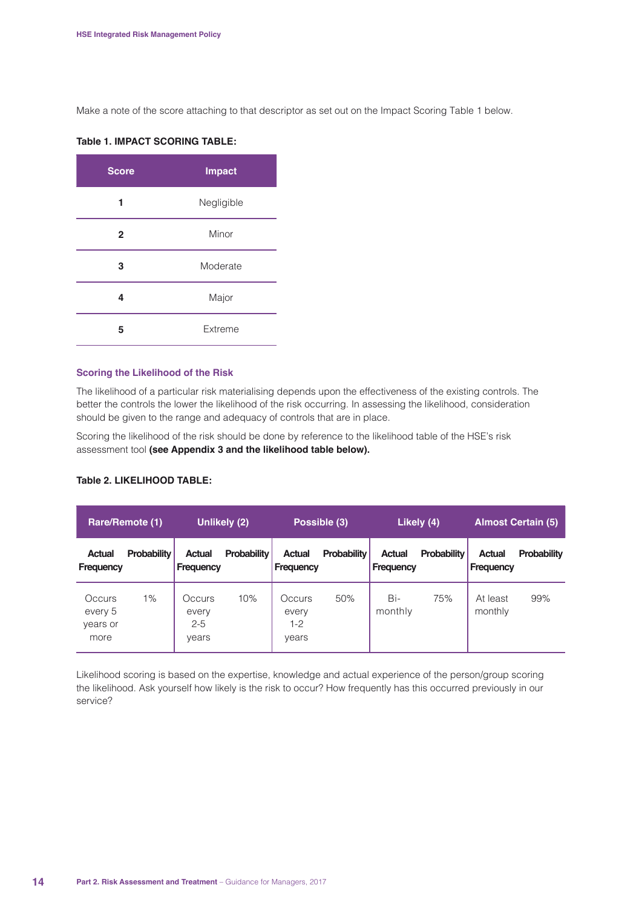Make a note of the score attaching to that descriptor as set out on the Impact Scoring Table 1 below.

**Table 1. IMPACT SCORING TABLE:**

| Score | Impact |
|---|---|
| **1** | Negligible |
| **2** | Minor |
| **3** | Moderate |
| **4** | Major |
| **5** | Extreme |

### Scoring the Likelihood of the Risk

The likelihood of a particular risk materialising depends upon the effectiveness of the existing controls. The better the controls the lower the likelihood of the risk occurring. In assessing the likelihood, consideration should be given to the range and adequacy of controls that are in place.

Scoring the likelihood of the risk should be done by reference to the likelihood table of the HSE's risk assessment tool **(see Appendix 3 and the likelihood table below).**

**Table 2. LIKELIHOOD TABLE:**

| Rare/Remote (1) | | Unlikely (2) | | Possible (3) | | Likely (4) | | Almost Certain (5) | |
|---|---|---|---|---|---|---|---|---|---|
| **Actual Frequency** | **Probability** | **Actual Frequency** | **Probability** | **Actual Frequency** | **Probability** | **Actual Frequency** | **Probability** | **Actual Frequency** | **Probability** |
| Occurs every 5 years or more | 1% | Occurs every 2-5 years | 10% | Occurs every 1-2 years | 50% | Bi-monthly | 75% | At least monthly | 99% |

Likelihood scoring is based on the expertise, knowledge and actual experience of the person/group scoring the likelihood. Ask yourself how likely is the risk to occur? How frequently has this occurred previously in our service?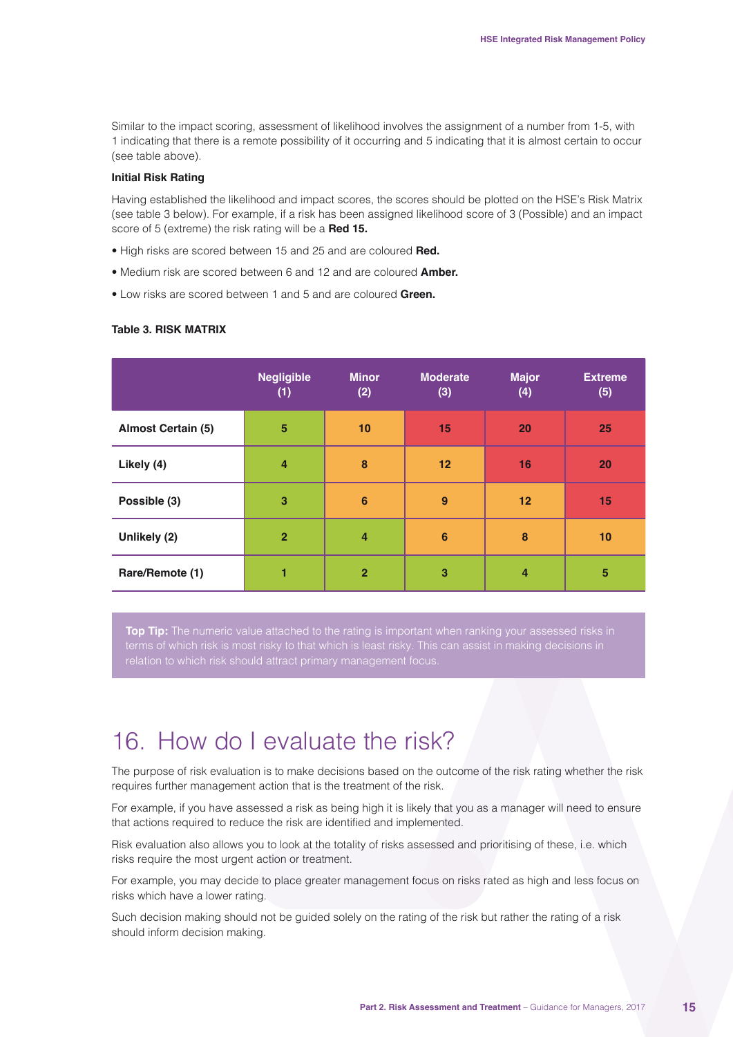Similar to the impact scoring, assessment of likelihood involves the assignment of a number from 1-5, with 1 indicating that there is a remote possibility of it occurring and 5 indicating that it is almost certain to occur (see table above).

**Initial Risk Rating**

Having established the likelihood and impact scores, the scores should be plotted on the HSE's Risk Matrix (see table 3 below). For example, if a risk has been assigned likelihood score of 3 (Possible) and an impact score of 5 (extreme) the risk rating will be a **Red 15.**

- High risks are scored between 15 and 25 and are coloured **Red.**
- Medium risk are scored between 6 and 12 and are coloured **Amber.**
- Low risks are scored between 1 and 5 and are coloured **Green.**

**Table 3. RISK MATRIX**

| | Negligible (1) | Minor (2) | Moderate (3) | Major (4) | Extreme (5) |
|---|---|---|---|---|---|
| **Almost Certain (5)** | 5 | 10 | 15 | 20 | 25 |
| **Likely (4)** | 4 | 8 | 12 | 16 | 20 |
| **Possible (3)** | 3 | 6 | 9 | 12 | 15 |
| **Unlikely (2)** | 2 | 4 | 6 | 8 | 10 |
| **Rare/Remote (1)** | 1 | 2 | 3 | 4 | 5 |

**Top Tip:** The numeric value attached to the rating is important when ranking your assessed risks in terms of which risk is most risky to that which is least risky. This can assist in making decisions in relation to which risk should attract primary management focus.

# 16. How do I evaluate the risk?

The purpose of risk evaluation is to make decisions based on the outcome of the risk rating whether the risk requires further management action that is the treatment of the risk.

For example, if you have assessed a risk as being high it is likely that you as a manager will need to ensure that actions required to reduce the risk are identified and implemented.

Risk evaluation also allows you to look at the totality of risks assessed and prioritising of these, i.e. which risks require the most urgent action or treatment.

For example, you may decide to place greater management focus on risks rated as high and less focus on risks which have a lower rating.

Such decision making should not be guided solely on the rating of the risk but rather the rating of a risk should inform decision making.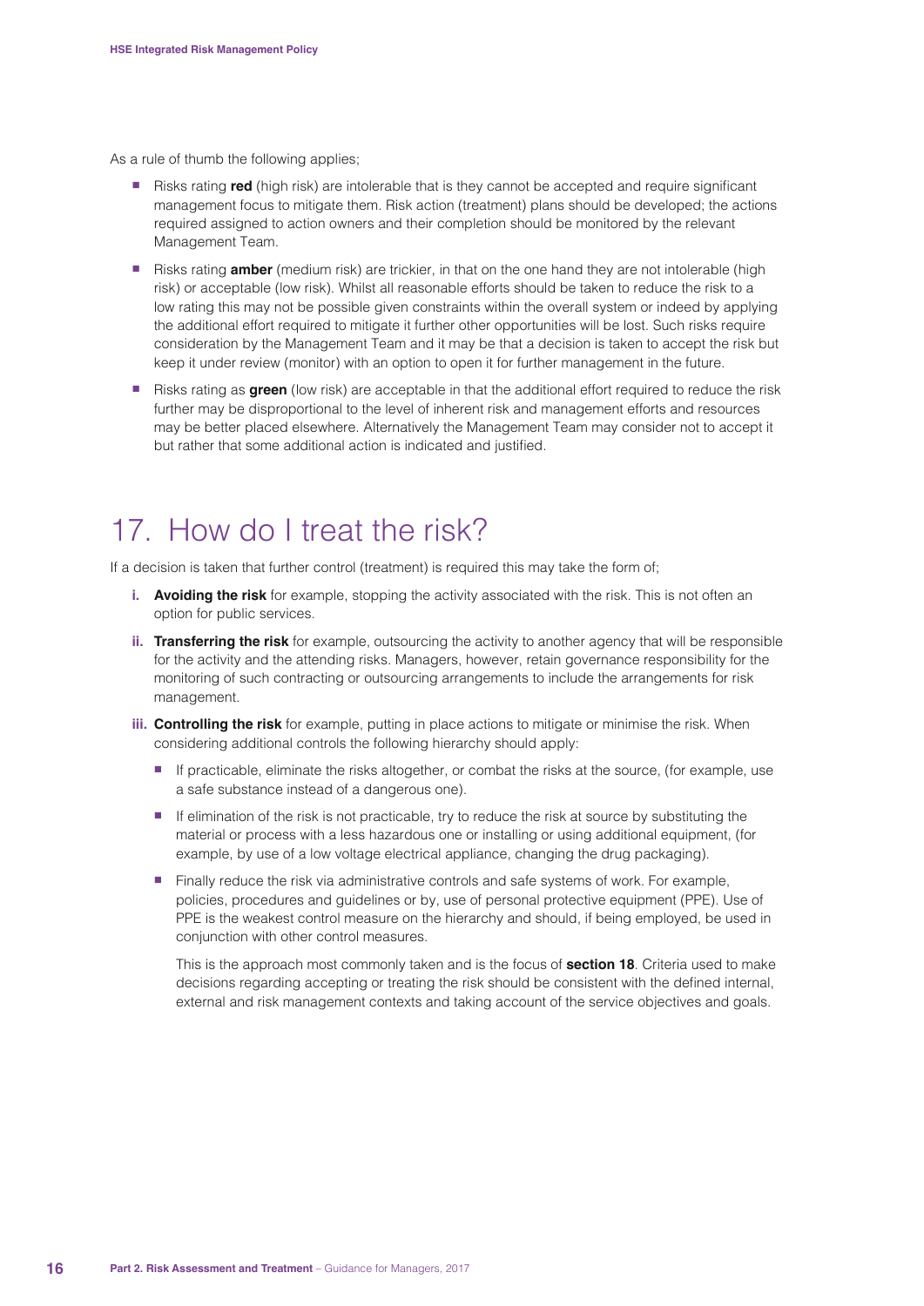As a rule of thumb the following applies;

- Risks rating **red** (high risk) are intolerable that is they cannot be accepted and require significant management focus to mitigate them. Risk action (treatment) plans should be developed; the actions required assigned to action owners and their completion should be monitored by the relevant Management Team.
- Risks rating **amber** (medium risk) are trickier, in that on the one hand they are not intolerable (high risk) or acceptable (low risk). Whilst all reasonable efforts should be taken to reduce the risk to a low rating this may not be possible given constraints within the overall system or indeed by applying the additional effort required to mitigate it further other opportunities will be lost. Such risks require consideration by the Management Team and it may be that a decision is taken to accept the risk but keep it under review (monitor) with an option to open it for further management in the future.
- Risks rating as **green** (low risk) are acceptable in that the additional effort required to reduce the risk further may be disproportional to the level of inherent risk and management efforts and resources may be better placed elsewhere. Alternatively the Management Team may consider not to accept it but rather that some additional action is indicated and justified.

# 17. How do I treat the risk?

If a decision is taken that further control (treatment) is required this may take the form of;

i. **Avoiding the risk** for example, stopping the activity associated with the risk. This is not often an option for public services.

ii. **Transferring the risk** for example, outsourcing the activity to another agency that will be responsible for the activity and the attending risks. Managers, however, retain governance responsibility for the monitoring of such contracting or outsourcing arrangements to include the arrangements for risk management.

iii. **Controlling the risk** for example, putting in place actions to mitigate or minimise the risk. When considering additional controls the following hierarchy should apply:

   - If practicable, eliminate the risks altogether, or combat the risks at the source, (for example, use a safe substance instead of a dangerous one).
   - If elimination of the risk is not practicable, try to reduce the risk at source by substituting the material or process with a less hazardous one or installing or using additional equipment, (for example, by use of a low voltage electrical appliance, changing the drug packaging).
   - Finally reduce the risk via administrative controls and safe systems of work. For example, policies, procedures and guidelines or by, use of personal protective equipment (PPE). Use of PPE is the weakest control measure on the hierarchy and should, if being employed, be used in conjunction with other control measures.

   This is the approach most commonly taken and is the focus of **section 18**. Criteria used to make decisions regarding accepting or treating the risk should be consistent with the defined internal, external and risk management contexts and taking account of the service objectives and goals.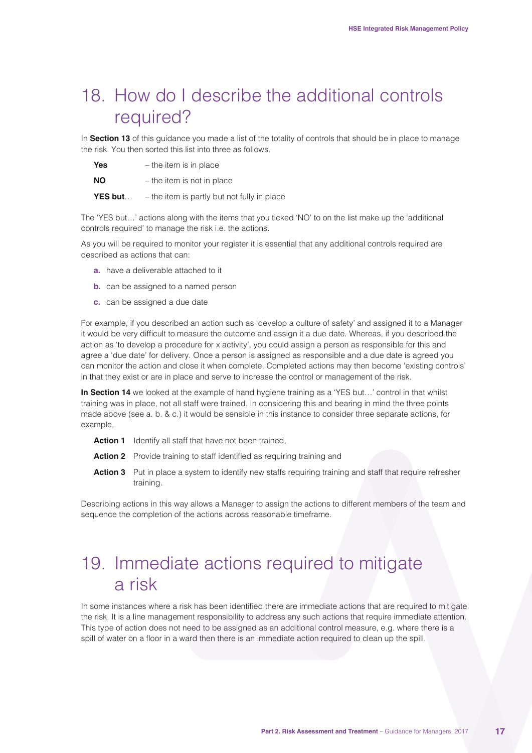# 18. How do I describe the additional controls required?

In **Section 13** of this guidance you made a list of the totality of controls that should be in place to manage the risk. You then sorted this list into three as follows.

**Yes** – the item is in place

**NO** – the item is not in place

**YES but**… – the item is partly but not fully in place

The 'YES but…' actions along with the items that you ticked 'NO' to on the list make up the 'additional controls required' to manage the risk i.e. the actions.

As you will be required to monitor your register it is essential that any additional controls required are described as actions that can:

**a.** have a deliverable attached to it

**b.** can be assigned to a named person

**c.** can be assigned a due date

For example, if you described an action such as 'develop a culture of safety' and assigned it to a Manager it would be very difficult to measure the outcome and assign it a due date. Whereas, if you described the action as 'to develop a procedure for x activity', you could assign a person as responsible for this and agree a 'due date' for delivery. Once a person is assigned as responsible and a due date is agreed you can monitor the action and close it when complete. Completed actions may then become 'existing controls' in that they exist or are in place and serve to increase the control or management of the risk.

**In Section 14** we looked at the example of hand hygiene training as a 'YES but…' control in that whilst training was in place, not all staff were trained. In considering this and bearing in mind the three points made above (see a. b. & c.) it would be sensible in this instance to consider three separate actions, for example,

**Action 1** Identify all staff that have not been trained,

**Action 2** Provide training to staff identified as requiring training and

**Action 3** Put in place a system to identify new staffs requiring training and staff that require refresher training.

Describing actions in this way allows a Manager to assign the actions to different members of the team and sequence the completion of the actions across reasonable timeframe.

# 19. Immediate actions required to mitigate a risk

In some instances where a risk has been identified there are immediate actions that are required to mitigate the risk. It is a line management responsibility to address any such actions that require immediate attention. This type of action does not need to be assigned as an additional control measure, e.g. where there is a spill of water on a floor in a ward then there is an immediate action required to clean up the spill.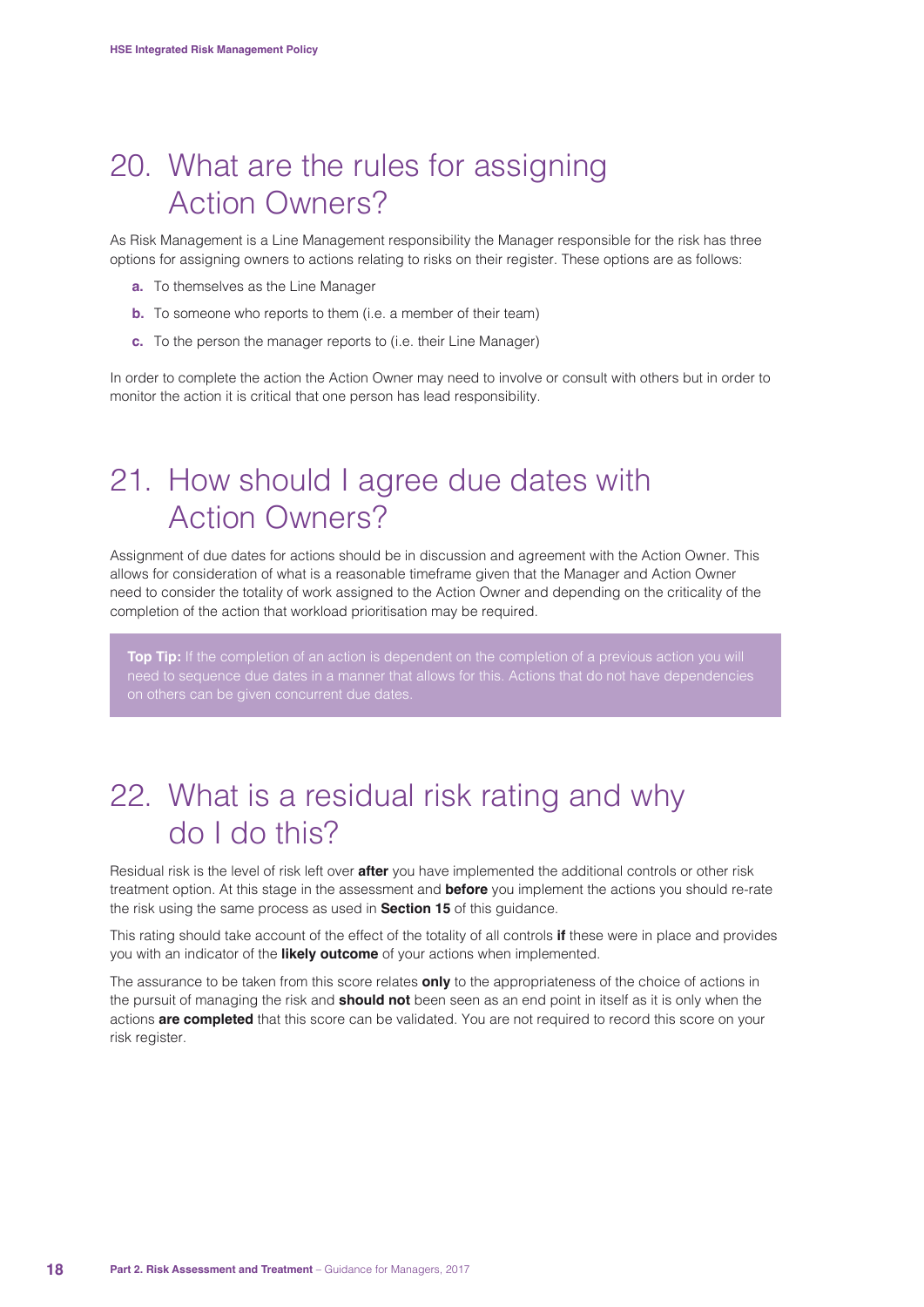## 20. What are the rules for assigning Action Owners?

As Risk Management is a Line Management responsibility the Manager responsible for the risk has three options for assigning owners to actions relating to risks on their register. These options are as follows:

- **a.** To themselves as the Line Manager
- **b.** To someone who reports to them (i.e. a member of their team)
- **c.** To the person the manager reports to (i.e. their Line Manager)

In order to complete the action the Action Owner may need to involve or consult with others but in order to monitor the action it is critical that one person has lead responsibility.

## 21. How should I agree due dates with Action Owners?

Assignment of due dates for actions should be in discussion and agreement with the Action Owner. This allows for consideration of what is a reasonable timeframe given that the Manager and Action Owner need to consider the totality of work assigned to the Action Owner and depending on the criticality of the completion of the action that workload prioritisation may be required.

> **Top Tip:** If the completion of an action is dependent on the completion of a previous action you will need to sequence due dates in a manner that allows for this. Actions that do not have dependencies on others can be given concurrent due dates.

## 22. What is a residual risk rating and why do I do this?

Residual risk is the level of risk left over **after** you have implemented the additional controls or other risk treatment option. At this stage in the assessment and **before** you implement the actions you should re-rate the risk using the same process as used in **Section 15** of this guidance.

This rating should take account of the effect of the totality of all controls **if** these were in place and provides you with an indicator of the **likely outcome** of your actions when implemented.

The assurance to be taken from this score relates **only** to the appropriateness of the choice of actions in the pursuit of managing the risk and **should not** been seen as an end point in itself as it is only when the actions **are completed** that this score can be validated. You are not required to record this score on your risk register.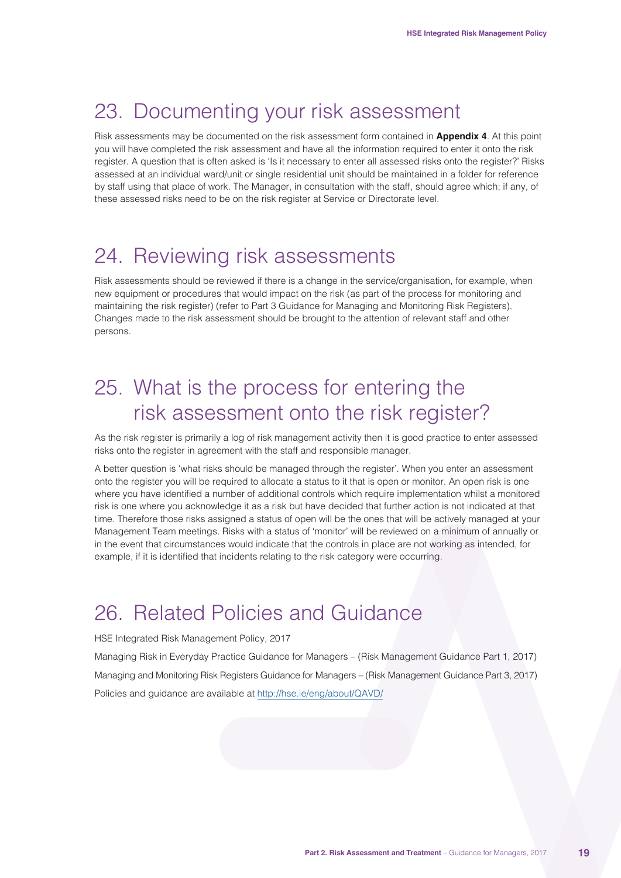## 23. Documenting your risk assessment

Risk assessments may be documented on the risk assessment form contained in **Appendix 4**. At this point you will have completed the risk assessment and have all the information required to enter it onto the risk register. A question that is often asked is 'Is it necessary to enter all assessed risks onto the register?' Risks assessed at an individual ward/unit or single residential unit should be maintained in a folder for reference by staff using that place of work. The Manager, in consultation with the staff, should agree which; if any, of these assessed risks need to be on the risk register at Service or Directorate level.

## 24. Reviewing risk assessments

Risk assessments should be reviewed if there is a change in the service/organisation, for example, when new equipment or procedures that would impact on the risk (as part of the process for monitoring and maintaining the risk register) (refer to Part 3 Guidance for Managing and Monitoring Risk Registers). Changes made to the risk assessment should be brought to the attention of relevant staff and other persons.

## 25. What is the process for entering the risk assessment onto the risk register?

As the risk register is primarily a log of risk management activity then it is good practice to enter assessed risks onto the register in agreement with the staff and responsible manager.

A better question is 'what risks should be managed through the register'. When you enter an assessment onto the register you will be required to allocate a status to it that is open or monitor. An open risk is one where you have identified a number of additional controls which require implementation whilst a monitored risk is one where you acknowledge it as a risk but have decided that further action is not indicated at that time. Therefore those risks assigned a status of open will be the ones that will be actively managed at your Management Team meetings. Risks with a status of 'monitor' will be reviewed on a minimum of annually or in the event that circumstances would indicate that the controls in place are not working as intended, for example, if it is identified that incidents relating to the risk category were occurring.

## 26. Related Policies and Guidance

HSE Integrated Risk Management Policy, 2017

Managing Risk in Everyday Practice Guidance for Managers – (Risk Management Guidance Part 1, 2017)

Managing and Monitoring Risk Registers Guidance for Managers – (Risk Management Guidance Part 3, 2017)

Policies and guidance are available at http://hse.ie/eng/about/QAVD/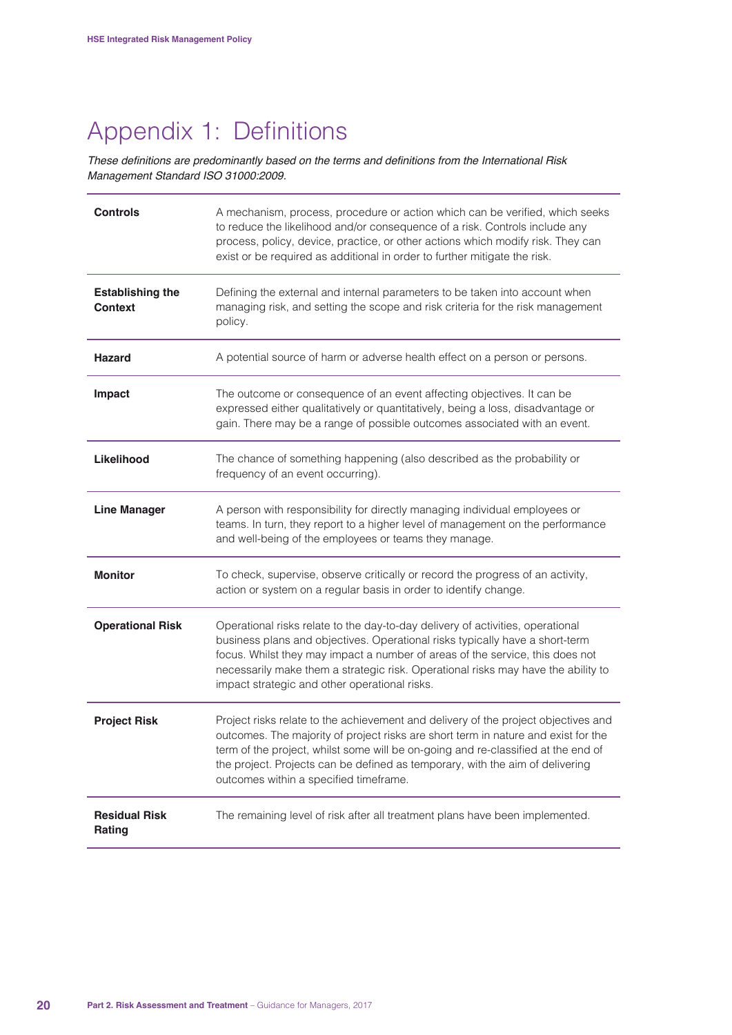# Appendix 1: Definitions

*These definitions are predominantly based on the terms and definitions from the International Risk Management Standard ISO 31000:2009.*

| | |
|---|---|
| **Controls** | A mechanism, process, procedure or action which can be verified, which seeks to reduce the likelihood and/or consequence of a risk. Controls include any process, policy, device, practice, or other actions which modify risk. They can exist or be required as additional in order to further mitigate the risk. |
| **Establishing the Context** | Defining the external and internal parameters to be taken into account when managing risk, and setting the scope and risk criteria for the risk management policy. |
| **Hazard** | A potential source of harm or adverse health effect on a person or persons. |
| **Impact** | The outcome or consequence of an event affecting objectives. It can be expressed either qualitatively or quantitatively, being a loss, disadvantage or gain. There may be a range of possible outcomes associated with an event. |
| **Likelihood** | The chance of something happening (also described as the probability or frequency of an event occurring). |
| **Line Manager** | A person with responsibility for directly managing individual employees or teams. In turn, they report to a higher level of management on the performance and well-being of the employees or teams they manage. |
| **Monitor** | To check, supervise, observe critically or record the progress of an activity, action or system on a regular basis in order to identify change. |
| **Operational Risk** | Operational risks relate to the day-to-day delivery of activities, operational business plans and objectives. Operational risks typically have a short-term focus. Whilst they may impact a number of areas of the service, this does not necessarily make them a strategic risk. Operational risks may have the ability to impact strategic and other operational risks. |
| **Project Risk** | Project risks relate to the achievement and delivery of the project objectives and outcomes. The majority of project risks are short term in nature and exist for the term of the project, whilst some will be on-going and re-classified at the end of the project. Projects can be defined as temporary, with the aim of delivering outcomes within a specified timeframe. |
| **Residual Risk Rating** | The remaining level of risk after all treatment plans have been implemented. |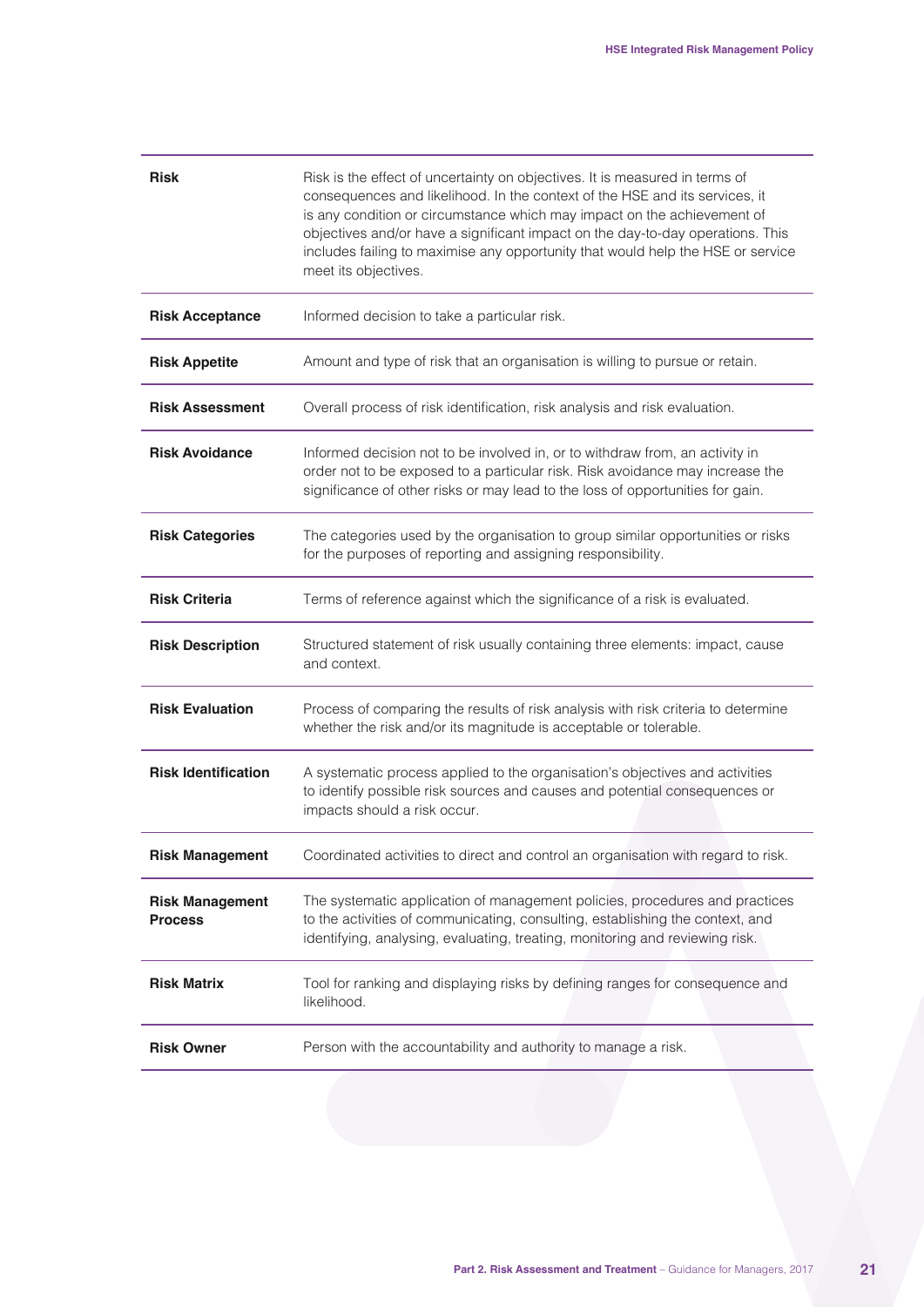| | |
|---|---|
| **Risk** | Risk is the effect of uncertainty on objectives. It is measured in terms of consequences and likelihood. In the context of the HSE and its services, it is any condition or circumstance which may impact on the achievement of objectives and/or have a significant impact on the day-to-day operations. This includes failing to maximise any opportunity that would help the HSE or service meet its objectives. |
| **Risk Acceptance** | Informed decision to take a particular risk. |
| **Risk Appetite** | Amount and type of risk that an organisation is willing to pursue or retain. |
| **Risk Assessment** | Overall process of risk identification, risk analysis and risk evaluation. |
| **Risk Avoidance** | Informed decision not to be involved in, or to withdraw from, an activity in order not to be exposed to a particular risk. Risk avoidance may increase the significance of other risks or may lead to the loss of opportunities for gain. |
| **Risk Categories** | The categories used by the organisation to group similar opportunities or risks for the purposes of reporting and assigning responsibility. |
| **Risk Criteria** | Terms of reference against which the significance of a risk is evaluated. |
| **Risk Description** | Structured statement of risk usually containing three elements: impact, cause and context. |
| **Risk Evaluation** | Process of comparing the results of risk analysis with risk criteria to determine whether the risk and/or its magnitude is acceptable or tolerable. |
| **Risk Identification** | A systematic process applied to the organisation's objectives and activities to identify possible risk sources and causes and potential consequences or impacts should a risk occur. |
| **Risk Management** | Coordinated activities to direct and control an organisation with regard to risk. |
| **Risk Management Process** | The systematic application of management policies, procedures and practices to the activities of communicating, consulting, establishing the context, and identifying, analysing, evaluating, treating, monitoring and reviewing risk. |
| **Risk Matrix** | Tool for ranking and displaying risks by defining ranges for consequence and likelihood. |
| **Risk Owner** | Person with the accountability and authority to manage a risk. |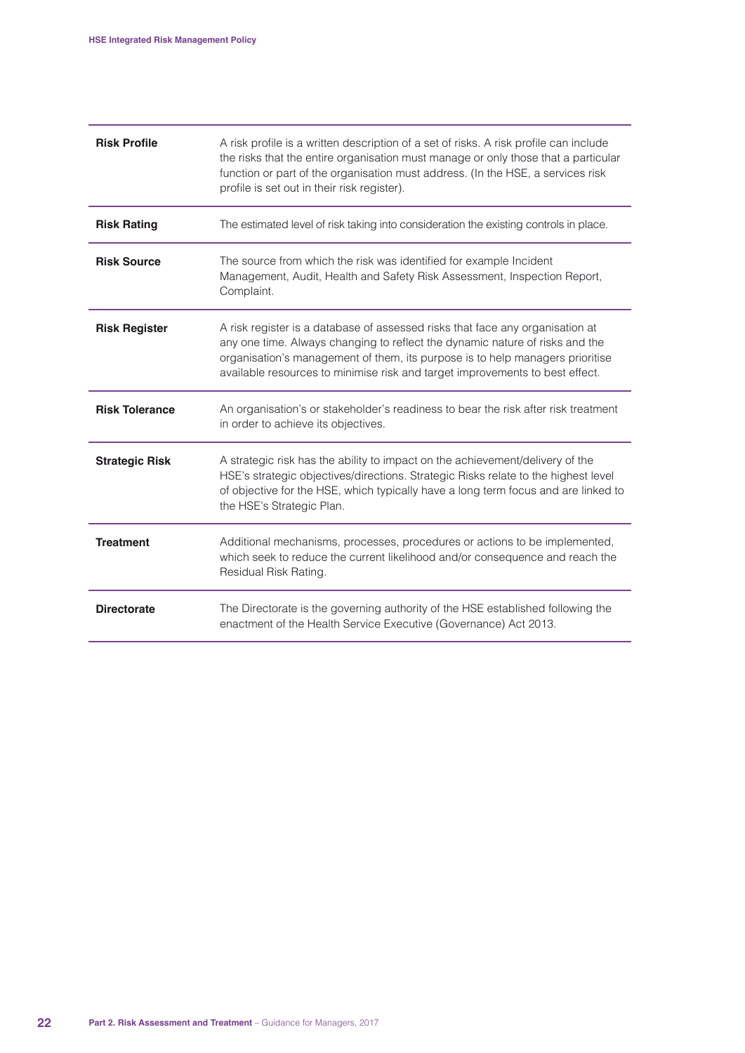| | |
|---|---|
| **Risk Profile** | A risk profile is a written description of a set of risks. A risk profile can include the risks that the entire organisation must manage or only those that a particular function or part of the organisation must address. (In the HSE, a services risk profile is set out in their risk register). |
| **Risk Rating** | The estimated level of risk taking into consideration the existing controls in place. |
| **Risk Source** | The source from which the risk was identified for example Incident Management, Audit, Health and Safety Risk Assessment, Inspection Report, Complaint. |
| **Risk Register** | A risk register is a database of assessed risks that face any organisation at any one time. Always changing to reflect the dynamic nature of risks and the organisation's management of them, its purpose is to help managers prioritise available resources to minimise risk and target improvements to best effect. |
| **Risk Tolerance** | An organisation's or stakeholder's readiness to bear the risk after risk treatment in order to achieve its objectives. |
| **Strategic Risk** | A strategic risk has the ability to impact on the achievement/delivery of the HSE's strategic objectives/directions. Strategic Risks relate to the highest level of objective for the HSE, which typically have a long term focus and are linked to the HSE's Strategic Plan. |
| **Treatment** | Additional mechanisms, processes, procedures or actions to be implemented, which seek to reduce the current likelihood and/or consequence and reach the Residual Risk Rating. |
| **Directorate** | The Directorate is the governing authority of the HSE established following the enactment of the Health Service Executive (Governance) Act 2013. |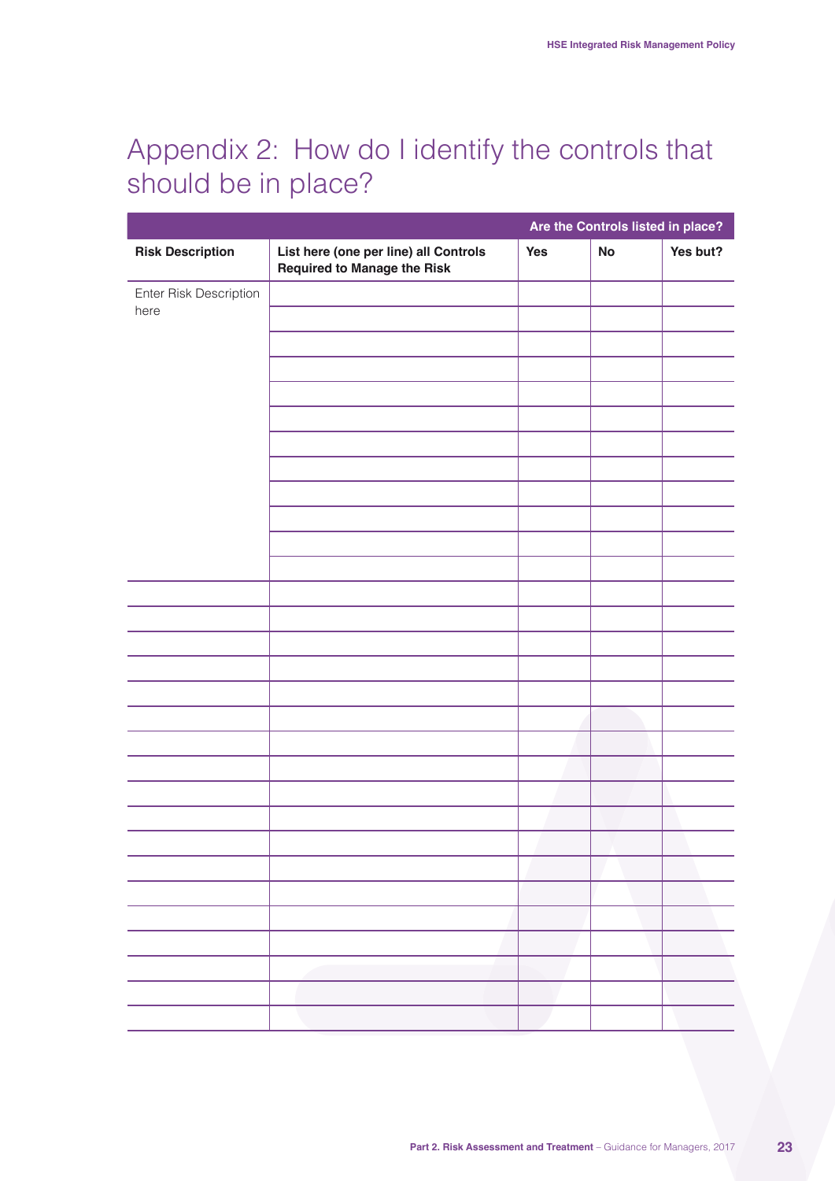# Appendix 2: How do I identify the controls that should be in place?

| | | Are the Controls listed in place? | | |
|---|---|---|---|---|
| **Risk Description** | **List here (one per line) all Controls Required to Manage the Risk** | **Yes** | **No** | **Yes but?** |
| Enter Risk Description here | | | | |
| | | | | |
| | | | | |
| | | | | |
| | | | | |
| | | | | |
| | | | | |
| | | | | |
| | | | | |
| | | | | |
| | | | | |
| | | | | |
| | | | | |
| | | | | |
| | | | | |
| | | | | |
| | | | | |
| | | | | |
| | | | | |
| | | | | |
| | | | | |
| | | | | |
| | | | | |
| | | | | |
| | | | | |
| | | | | |
| | | | | |
| | | | | |
| | | | | |
| | | | | |
| | | | | |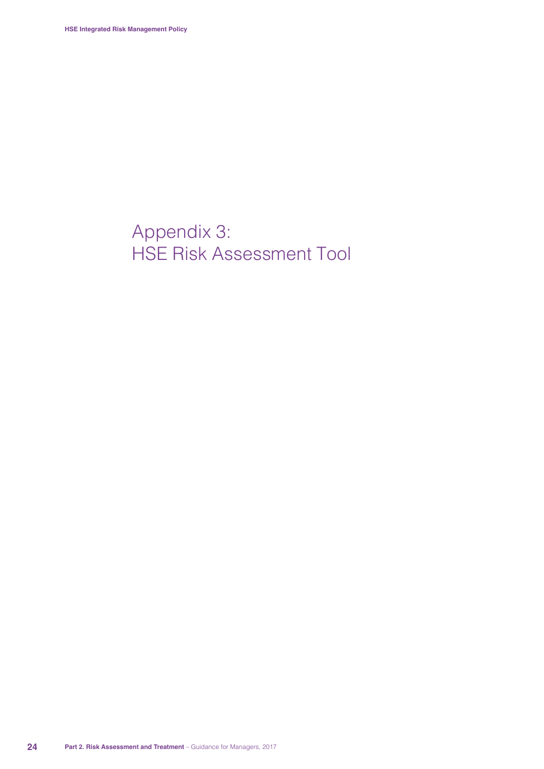# Appendix 3: HSE Risk Assessment Tool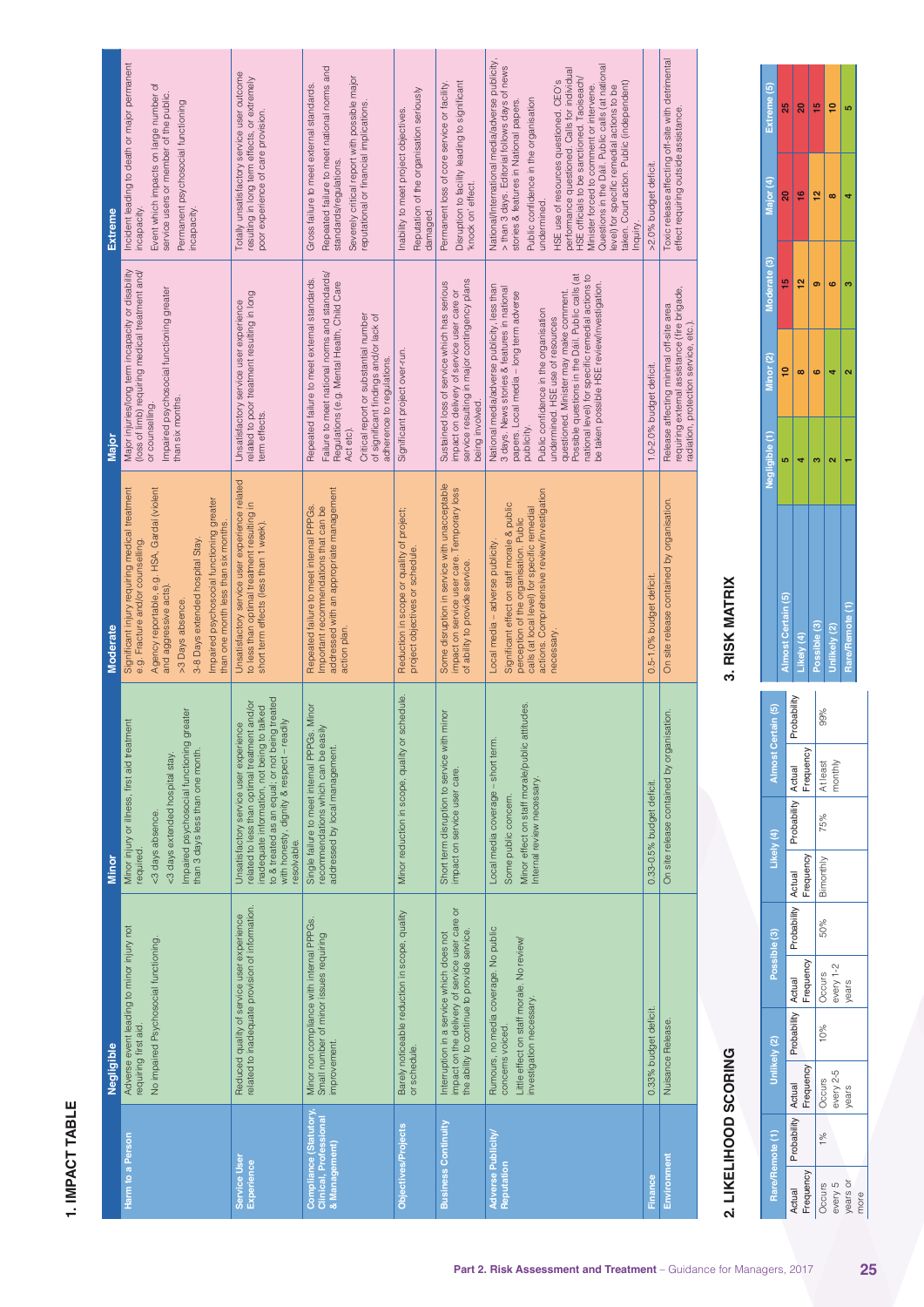## 1. IMPACT TABLE

| | Negligible | Minor | Moderate | Major | Extreme |
|---|---|---|---|---|---|
| **Harm to a Person** | Adverse event leading to minor injury not requiring first aid.<br>No impaired Psychosocial functioning. | Minor injury or illness, first aid treatment required.<br><3 days absence.<br><3 days extended hospital stay.<br>Impaired psychosocial functioning greater than 3 days less than one month. | Significant injury requiring medical treatment e.g. Fracture and/or counselling.<br>Agency reportable, e.g. HSA, Gardaí (violent and aggressive acts).<br>>3 Days absence.<br>3-8 Days extended hospital Stay.<br>Impaired psychosocial functioning greater than one month less than six months. | Major injuries/long term incapacity or disability (loss of limb) requiring medical treatment and/or counselling.<br>Impaired psychosocial functioning greater than six months. | Incident leading to death or major permanent incapacity.<br>Event which impacts on large number of service users or member of the public.<br>Permanent psychosocial functioning incapacity. |
| **Service User Experience** | Reduced quality of service user experience related to inadequate provision of information. | Unsatisfactory service user experience related to less than optimal treatment and/or inadequate information, not being to talked to & treated as an equal; or not being treated with honesty, dignity & respect – readily resolvable. | Unsatisfactory service user experience related to less than optimal treatment resulting in short term effects (less than 1 week). | Unsatisfactory service user experience related to poor treatment resulting in long term effects. | Totally unsatisfactory service user outcome resulting in long term effects, or extremely poor experience of care provision. |
| **Compliance (Statutory, Clinical, Professional & Management)** | Minor non compliance with internal PPPGs. Small number of minor issues requiring improvement. | Single failure to meet internal PPPGs. Minor recommendations which can be easily addressed by local management. | Repeated failure to meet internal PPPGs. Important recommendations that can be addressed with an appropriate management action plan. | Repeated failure to meet external standards. Failure to meet national norms and standards/ Regulations (e.g. Mental Health, Child Care Act etc).<br>Critical report or substantial number of significant findings and/or lack of adherence to regulations. | Gross failure to meet external standards. Repeated failure to meet national norms and standards/regulations.<br>Severely critical report with possible major reputational or financial implications. |
| **Objectives/Projects** | Barely noticeable reduction in scope, quality or schedule. | Minor reduction in scope, quality or schedule. | Reduction in scope or quality of project; project objectives or schedule. | Significant project over-run. | Inability to meet project objectives. Reputation of the organisation seriously damaged. |
| **Business Continuity** | Interruption in a service which does not impact on the delivery of service user care or the ability to continue to provide service. | Short term disruption to service with minor impact on service user care. | Some disruption in service with unacceptable impact on service user care. Temporary loss of ability to provide service. | Sustained loss of service which has serious impact on delivery of service user care or service resulting in major contingency plans being involved. | Permanent loss of core service or facility. Disruption to facility leading to significant 'knock on' effect. |
| **Adverse Publicity/ Reputation** | Rumours, no media coverage. No public concerns voiced.<br>Little effect on staff morale. No review/ investigation necessary. | Local media coverage – short term. Some public concern.<br>Minor effect on staff morale/public attitudes. Internal review necessary. | Local media – adverse publicity.<br>Significant effect on staff morale & public perception of the organisation. Public calls (at local level) for specific remedial actions. Comprehensive review/investigation necessary. | National media/adverse publicity, less than 3 days. News stories & features in national papers. Local media – long term adverse publicity.<br>Public confidence in the organisation undermined. HSE use of resources questioned. Minister may make comment. Possible questions in the Dáil. Public calls (at national level) for specific remedial actions to be taken possible HSE review/investigation. | National/International media/adverse publicity, > than 3 days. Editorial follows days of news stories & features in National papers.<br>Public confidence in the organisation undermined.<br>HSE use of resources questioned. CEO's performance questioned. Calls for individual HSE officials to be sanctioned. Taoiseach/ Minister forced to comment or intervene. Questions in the Dáil. Public calls (at national level) for specific remedial actions to be taken. Court action. Public (independent) Inquiry. |
| **Finance** | 0.33% budget deficit. | 0.33-0.5% budget deficit. | 0.5-1.0% budget deficit. | 1.0-2.0% budget deficit. | >2.0% budget deficit. |
| **Environment** | Nuisance Release. | On site release contained by organisation. | On site release contained by organisation. | Release affecting minimal off-site area requiring external assistance (fire brigade, radiation, protection service, etc.). | Toxic release affecting off-site with detrimental effect requiring outside assistance. |

## 2. LIKELIHOOD SCORING

| Rare/Remote (1) | | Unlikely (2) | | Possible (3) | | Likely (4) | | Almost Certain (5) | |
|---|---|---|---|---|---|---|---|---|---|
| Actual Frequency | Probability | Actual Frequency | Probability | Actual Frequency | Probability | Actual Frequency | Probability | Actual Frequency | Probability |
| Occurs every 5 years or more | 1% | Occurs every 2-5 years | 10% | Occurs every 1-2 years | 50% | Bimonthly | 75% | At least monthly | 99% |

## 3. RISK MATRIX

| | Negligible (1) | Minor (2) | Moderate (3) | Major (4) | Extreme (5) |
|---|---|---|---|---|---|
| Almost Certain (5) | 5 | 10 | 15 | 20 | 25 |
| Likely (4) | 4 | 8 | 12 | 16 | 20 |
| Possible (3) | 3 | 6 | 9 | 12 | 15 |
| Unlikely (2) | 2 | 4 | 6 | 8 | 10 |
| Rare/Remote (1) | 1 | 2 | 3 | 4 | 5 |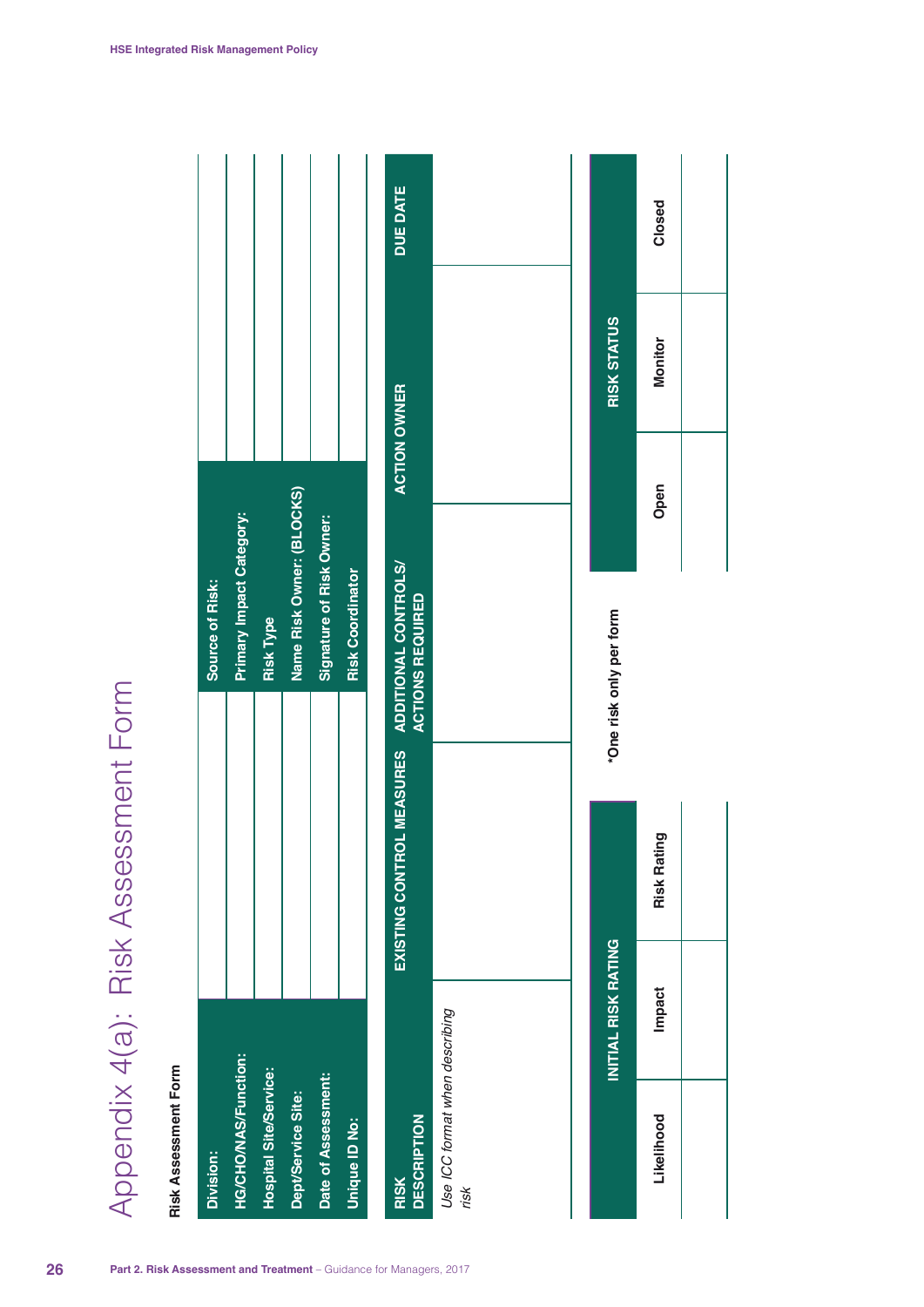# Appendix 4(a): Risk Assessment Form

**Risk Assessment Form**

| | | | |
|---|---|---|---|
| **Division:** | | **Source of Risk:** | |
| **HG/CHO/NAS/Function:** | | **Primary Impact Category:** | |
| **Hospital Site/Service:** | | **Risk Type** | |
| **Dept/Service Site:** | | **Name Risk Owner: (BLOCKS)** | |
| **Date of Assessment:** | | **Signature of Risk Owner:** | |
| **Unique ID No:** | | **Risk Coordinator** | |

| RISK DESCRIPTION | EXISTING CONTROL MEASURES | ADDITIONAL CONTROLS/ ACTIONS REQUIRED | ACTION OWNER | DUE DATE |
|---|---|---|---|---|
| *Use ICC format when describing risk* | | | | |

| INITIAL RISK RATING | | |
|---|---|---|
| **Likelihood** | **Impact** | **Risk Rating** |
| | | |

***One risk only per form**

| RISK STATUS | | |
|---|---|---|
| **Open** | **Monitor** | **Closed** |
| | | |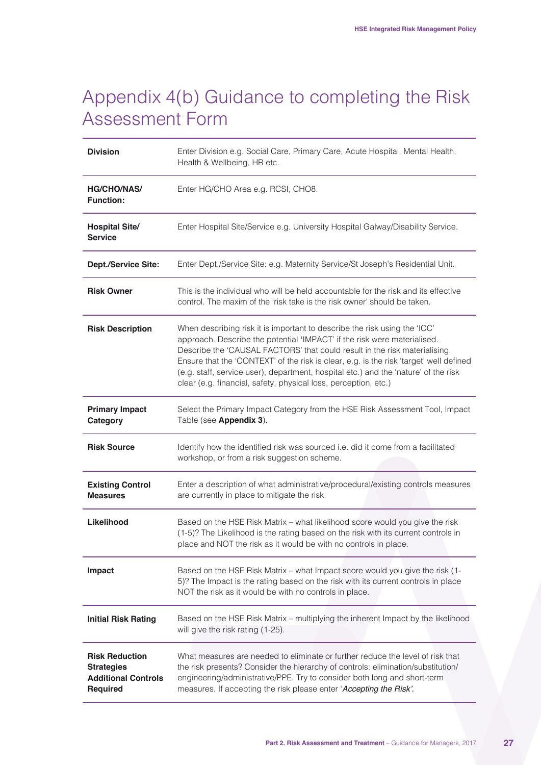# Appendix 4(b) Guidance to completing the Risk Assessment Form

| | |
|---|---|
| **Division** | Enter Division e.g. Social Care, Primary Care, Acute Hospital, Mental Health, Health & Wellbeing, HR etc. |
| **HG/CHO/NAS/ Function:** | Enter HG/CHO Area e.g. RCSI, CHO8. |
| **Hospital Site/ Service** | Enter Hospital Site/Service e.g. University Hospital Galway/Disability Service. |
| **Dept./Service Site:** | Enter Dept./Service Site: e.g. Maternity Service/St Joseph's Residential Unit. |
| **Risk Owner** | This is the individual who will be held accountable for the risk and its effective control. The maxim of the 'risk take is the risk owner' should be taken. |
| **Risk Description** | When describing risk it is important to describe the risk using the 'ICC' approach. Describe the potential 'IMPACT' if the risk were materialised. Describe the 'CAUSAL FACTORS' that could result in the risk materialising. Ensure that the 'CONTEXT' of the risk is clear, e.g. is the risk 'target' well defined (e.g. staff, service user), department, hospital etc.) and the 'nature' of the risk clear (e.g. financial, safety, physical loss, perception, etc.) |
| **Primary Impact Category** | Select the Primary Impact Category from the HSE Risk Assessment Tool, Impact Table (see **Appendix 3**). |
| **Risk Source** | Identify how the identified risk was sourced i.e. did it come from a facilitated workshop, or from a risk suggestion scheme. |
| **Existing Control Measures** | Enter a description of what administrative/procedural/existing controls measures are currently in place to mitigate the risk. |
| **Likelihood** | Based on the HSE Risk Matrix – what likelihood score would you give the risk (1-5)? The Likelihood is the rating based on the risk with its current controls in place and NOT the risk as it would be with no controls in place. |
| **Impact** | Based on the HSE Risk Matrix – what Impact score would you give the risk (1-5)? The Impact is the rating based on the risk with its current controls in place NOT the risk as it would be with no controls in place. |
| **Initial Risk Rating** | Based on the HSE Risk Matrix – multiplying the inherent Impact by the likelihood will give the risk rating (1-25). |
| **Risk Reduction Strategies Additional Controls Required** | What measures are needed to eliminate or further reduce the level of risk that the risk presents? Consider the hierarchy of controls: elimination/substitution/ engineering/administrative/PPE. Try to consider both long and short-term measures. If accepting the risk please enter '*Accepting the Risk'.* |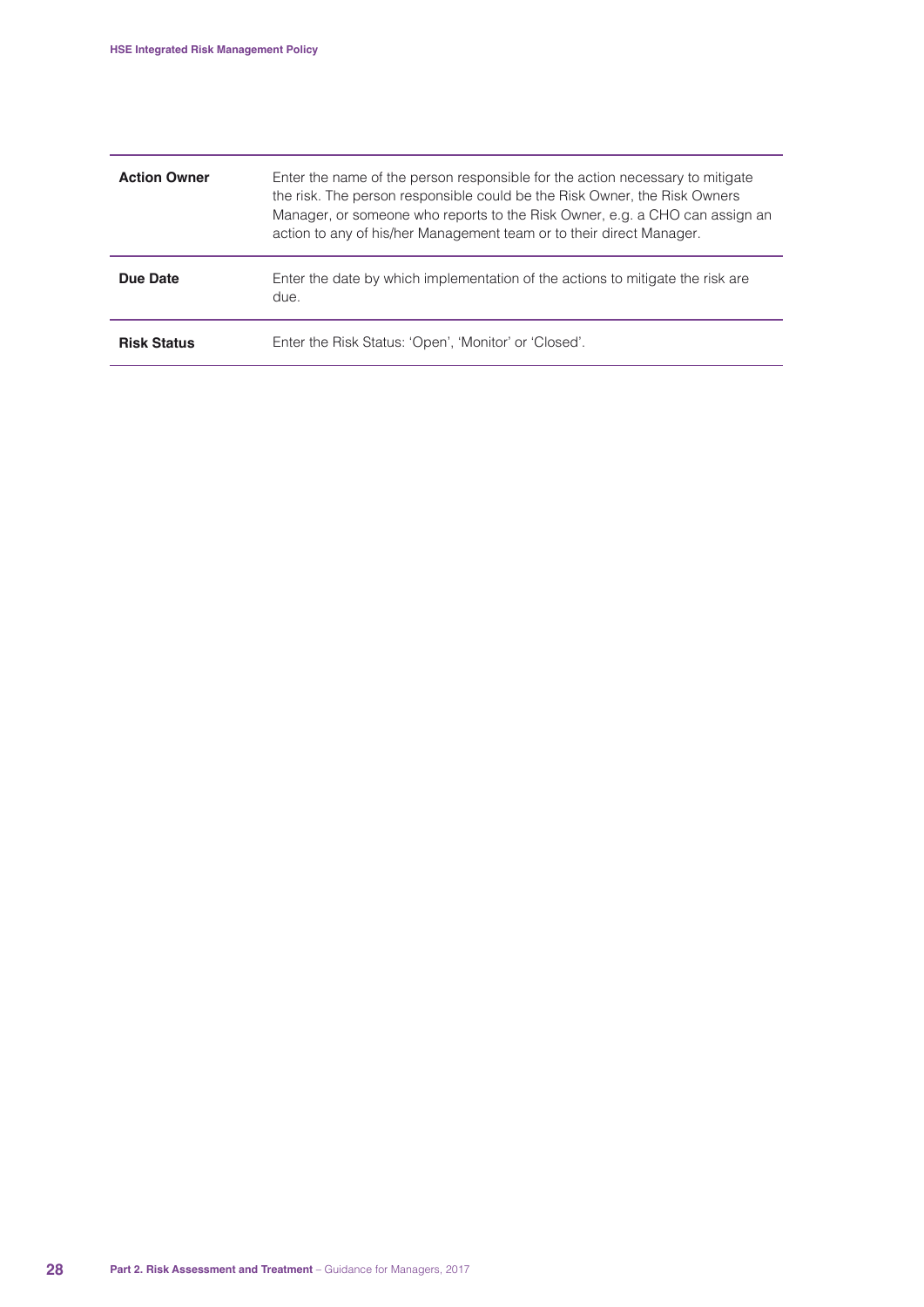| | |
|---|---|
| **Action Owner** | Enter the name of the person responsible for the action necessary to mitigate the risk. The person responsible could be the Risk Owner, the Risk Owners Manager, or someone who reports to the Risk Owner, e.g. a CHO can assign an action to any of his/her Management team or to their direct Manager. |
| **Due Date** | Enter the date by which implementation of the actions to mitigate the risk are due. |
| **Risk Status** | Enter the Risk Status: 'Open', 'Monitor' or 'Closed'. |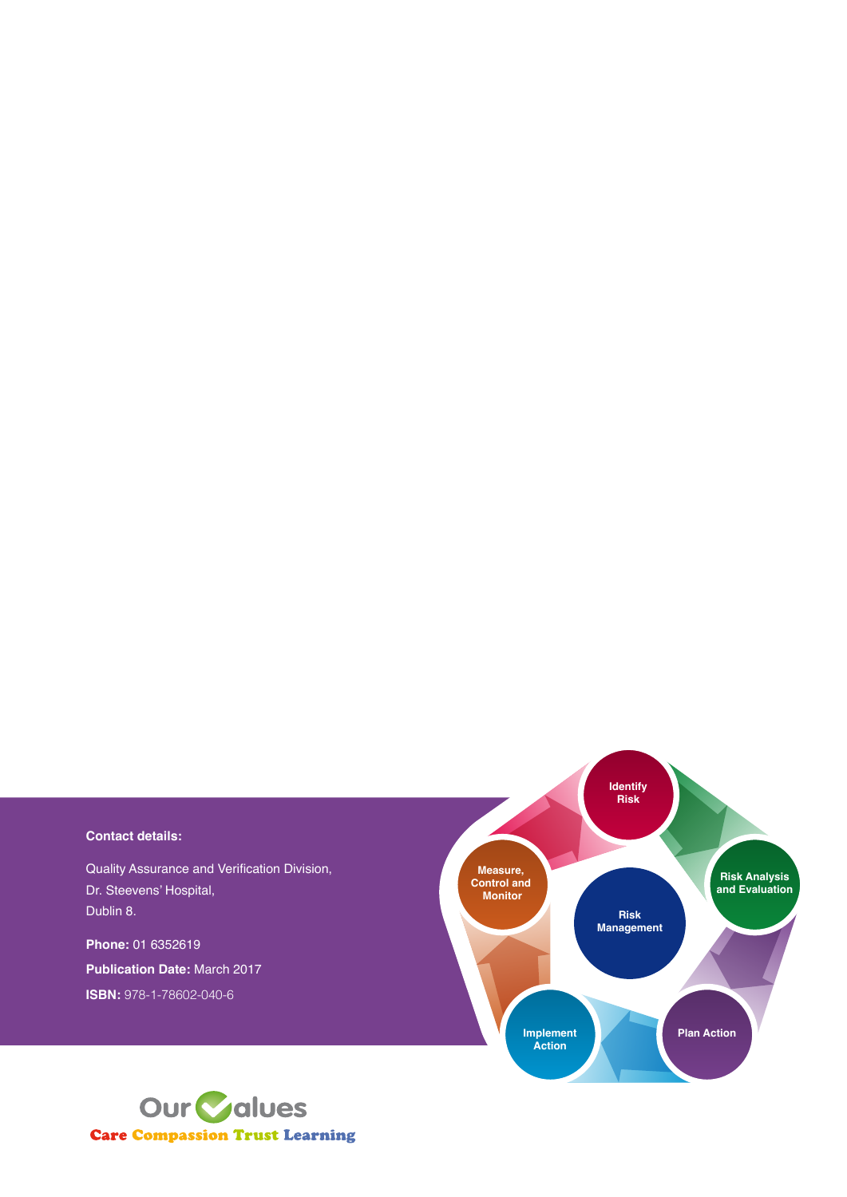**Contact details:**

Quality Assurance and Verification Division,
Dr. Steevens' Hospital,
Dublin 8.

**Phone:** 01 6352619

**Publication Date:** March 2017

**ISBN:** 978-1-78602-040-6

Identify Risk

Risk Analysis and Evaluation

Plan Action

Implement Action

Measure, Control and Monitor

Risk Management

Our Values

Care Compassion Trust Learning